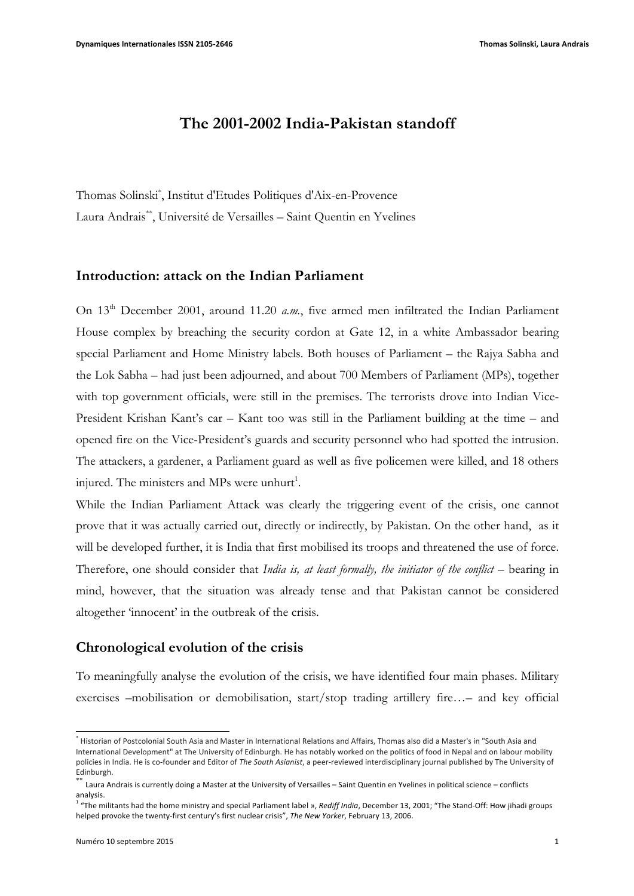# The 2001-2002 India-Pakistan standoff

Thomas Solinski[*], Institut d'Etudes Politiques d'Aix-en-Provence
Laura Andrais[**], Université de Versailles – Saint Quentin en Yvelines

## Introduction: attack on the Indian Parliament

On 13th December 2001, around 11.20 *a.m.*, five armed men infiltrated the Indian Parliament House complex by breaching the security cordon at Gate 12, in a white Ambassador bearing special Parliament and Home Ministry labels. Both houses of Parliament – the Rajya Sabha and the Lok Sabha – had just been adjourned, and about 700 Members of Parliament (MPs), together with top government officials, were still in the premises. The terrorists drove into Indian Vice-President Krishan Kant's car – Kant too was still in the Parliament building at the time – and opened fire on the Vice-President's guards and security personnel who had spotted the intrusion. The attackers, a gardener, a Parliament guard as well as five policemen were killed, and 18 others injured. The ministers and MPs were unhurt[1].

While the Indian Parliament Attack was clearly the triggering event of the crisis, one cannot prove that it was actually carried out, directly or indirectly, by Pakistan. On the other hand, as it will be developed further, it is India that first mobilised its troops and threatened the use of force. Therefore, one should consider that *India is, at least formally, the initiator of the conflict* – bearing in mind, however, that the situation was already tense and that Pakistan cannot be considered altogether 'innocent' in the outbreak of the crisis.

## Chronological evolution of the crisis

To meaningfully analyse the evolution of the crisis, we have identified four main phases. Military exercises –mobilisation or demobilisation, start/stop trading artillery fire…– and key official

---

[*] Historian of Postcolonial South Asia and Master in International Relations and Affairs, Thomas also did a Master's in "South Asia and International Development" at The University of Edinburgh. He has notably worked on the politics of food in Nepal and on labour mobility policies in India. He is co-founder and Editor of *The South Asianist*, a peer-reviewed interdisciplinary journal published by The University of Edinburgh.

[**] Laura Andrais is currently doing a Master at the University of Versailles – Saint Quentin en Yvelines in political science – conflicts analysis.

[1] "The militants had the home ministry and special Parliament label », *Rediff India*, December 13, 2001; "The Stand-Off: How jihadi groups helped provoke the twenty-first century's first nuclear crisis", *The New Yorker*, February 13, 2006.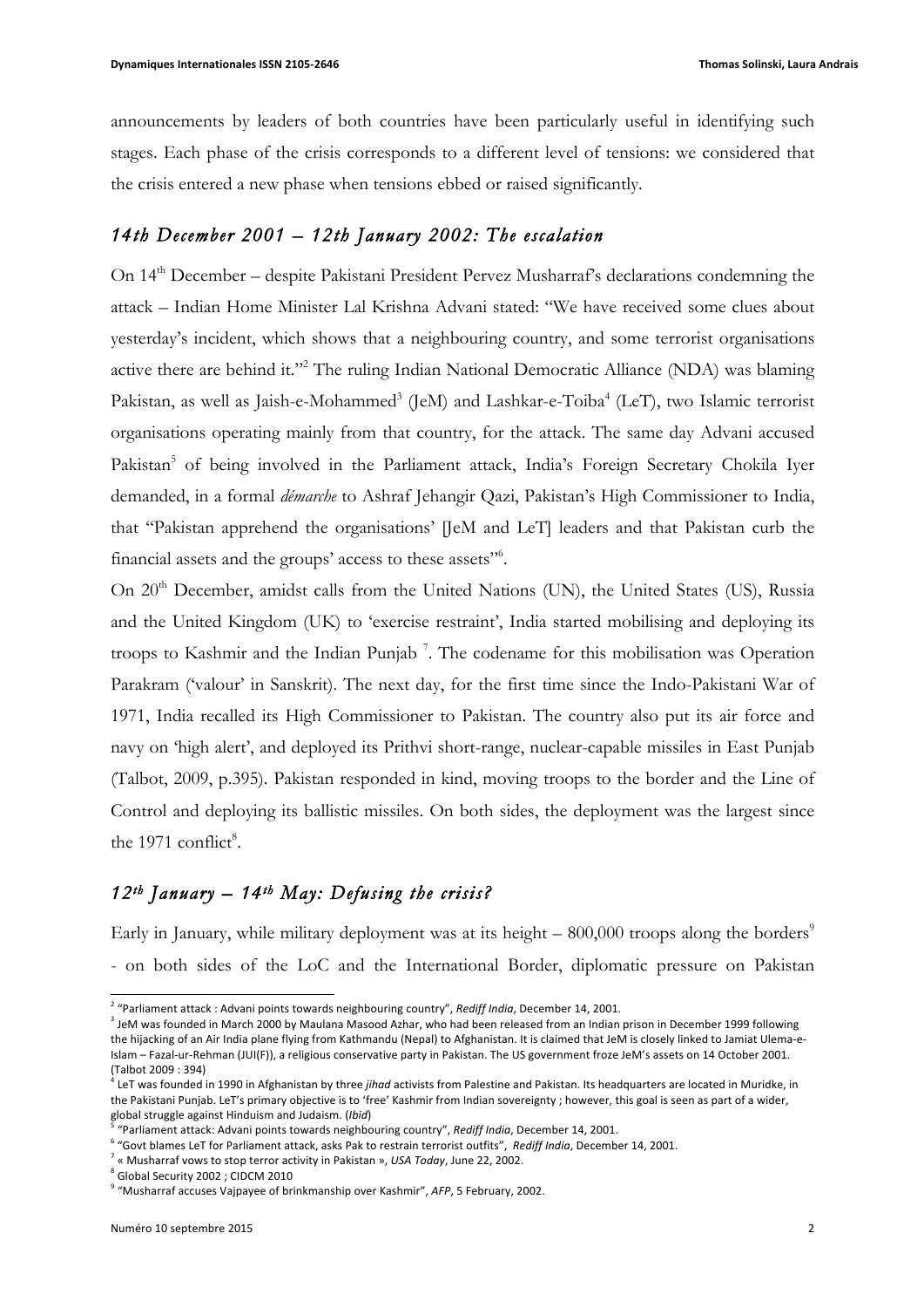announcements by leaders of both countries have been particularly useful in identifying such stages. Each phase of the crisis corresponds to a different level of tensions: we considered that the crisis entered a new phase when tensions ebbed or raised significantly.

### *14th December 2001 – 12th January 2002: The escalation*

On 14th December – despite Pakistani President Pervez Musharraf's declarations condemning the attack – Indian Home Minister Lal Krishna Advani stated: "We have received some clues about yesterday's incident, which shows that a neighbouring country, and some terrorist organisations active there are behind it."[2] The ruling Indian National Democratic Alliance (NDA) was blaming Pakistan, as well as Jaish-e-Mohammed[3] (JeM) and Lashkar-e-Toiba[4] (LeT), two Islamic terrorist organisations operating mainly from that country, for the attack. The same day Advani accused Pakistan[5] of being involved in the Parliament attack, India's Foreign Secretary Chokila Iyer demanded, in a formal *démarche* to Ashraf Jehangir Qazi, Pakistan's High Commissioner to India, that "Pakistan apprehend the organisations' [JeM and LeT] leaders and that Pakistan curb the financial assets and the groups' access to these assets"[6].

On 20th December, amidst calls from the United Nations (UN), the United States (US), Russia and the United Kingdom (UK) to 'exercise restraint', India started mobilising and deploying its troops to Kashmir and the Indian Punjab [7]. The codename for this mobilisation was Operation Parakram ('valour' in Sanskrit). The next day, for the first time since the Indo-Pakistani War of 1971, India recalled its High Commissioner to Pakistan. The country also put its air force and navy on 'high alert', and deployed its Prithvi short-range, nuclear-capable missiles in East Punjab (Talbot, 2009, p.395). Pakistan responded in kind, moving troops to the border and the Line of Control and deploying its ballistic missiles. On both sides, the deployment was the largest since the 1971 conflict[8].

### *12th January – 14th May: Defusing the crisis?*

Early in January, while military deployment was at its height – 800,000 troops along the borders[9] - on both sides of the LoC and the International Border, diplomatic pressure on Pakistan

---

[2] "Parliament attack : Advani points towards neighbouring country", *Rediff India*, December 14, 2001.

[3] JeM was founded in March 2000 by Maulana Masood Azhar, who had been released from an Indian prison in December 1999 following the hijacking of an Air India plane flying from Kathmandu (Nepal) to Afghanistan. It is claimed that JeM is closely linked to Jamiat Ulema-e-Islam – Fazal-ur-Rehman (JUI(F)), a religious conservative party in Pakistan. The US government froze JeM's assets on 14 October 2001. (Talbot 2009 : 394)

[4] LeT was founded in 1990 in Afghanistan by three *jihad* activists from Palestine and Pakistan. Its headquarters are located in Muridke, in the Pakistani Punjab. LeT's primary objective is to 'free' Kashmir from Indian sovereignty ; however, this goal is seen as part of a wider, global struggle against Hinduism and Judaism. (*Ibid*)

[5] "Parliament attack: Advani points towards neighbouring country", *Rediff India*, December 14, 2001.

[6] "Govt blames LeT for Parliament attack, asks Pak to restrain terrorist outfits", *Rediff India*, December 14, 2001.

[7] « Musharraf vows to stop terror activity in Pakistan », *USA Today*, June 22, 2002.

[8] Global Security 2002 ; CIDCM 2010

[9] "Musharraf accuses Vajpayee of brinkmanship over Kashmir", *AFP*, 5 February, 2002.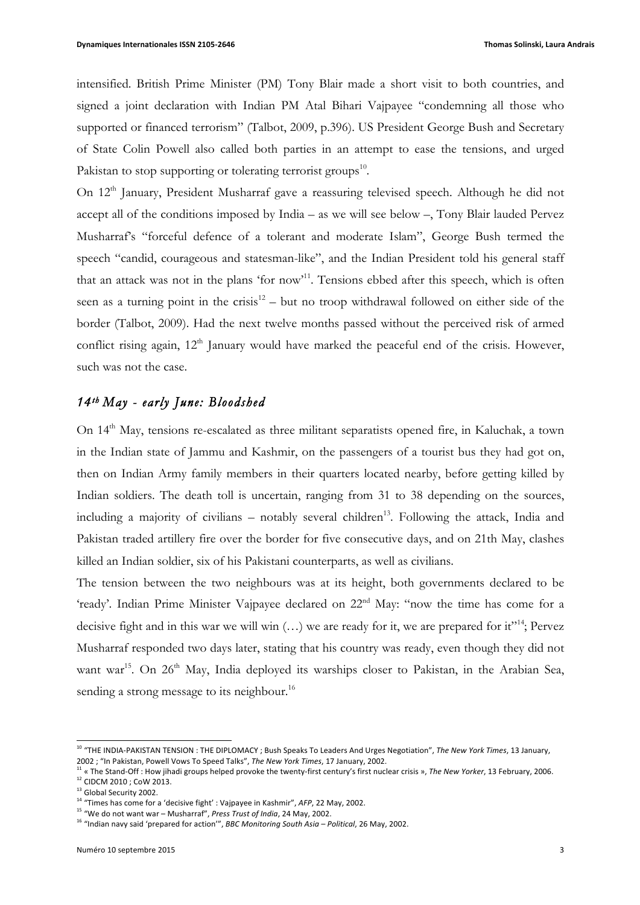intensified. British Prime Minister (PM) Tony Blair made a short visit to both countries, and signed a joint declaration with Indian PM Atal Bihari Vajpayee "condemning all those who supported or financed terrorism" (Talbot, 2009, p.396). US President George Bush and Secretary of State Colin Powell also called both parties in an attempt to ease the tensions, and urged Pakistan to stop supporting or tolerating terrorist groups[10].

On 12th January, President Musharraf gave a reassuring televised speech. Although he did not accept all of the conditions imposed by India – as we will see below –, Tony Blair lauded Pervez Musharraf's "forceful defence of a tolerant and moderate Islam", George Bush termed the speech "candid, courageous and statesman-like", and the Indian President told his general staff that an attack was not in the plans 'for now'[11]. Tensions ebbed after this speech, which is often seen as a turning point in the crisis[12] – but no troop withdrawal followed on either side of the border (Talbot, 2009). Had the next twelve months passed without the perceived risk of armed conflict rising again, 12th January would have marked the peaceful end of the crisis. However, such was not the case.

### *14th May - early June: Bloodshed*

On 14th May, tensions re-escalated as three militant separatists opened fire, in Kaluchak, a town in the Indian state of Jammu and Kashmir, on the passengers of a tourist bus they had got on, then on Indian Army family members in their quarters located nearby, before getting killed by Indian soldiers. The death toll is uncertain, ranging from 31 to 38 depending on the sources, including a majority of civilians – notably several children[13]. Following the attack, India and Pakistan traded artillery fire over the border for five consecutive days, and on 21th May, clashes killed an Indian soldier, six of his Pakistani counterparts, as well as civilians.

The tension between the two neighbours was at its height, both governments declared to be 'ready'. Indian Prime Minister Vajpayee declared on 22nd May: "now the time has come for a decisive fight and in this war we will win (…) we are ready for it, we are prepared for it"[14]; Pervez Musharraf responded two days later, stating that his country was ready, even though they did not want war[15]. On 26th May, India deployed its warships closer to Pakistan, in the Arabian Sea, sending a strong message to its neighbour.[16]

---

[10] "THE INDIA-PAKISTAN TENSION : THE DIPLOMACY ; Bush Speaks To Leaders And Urges Negotiation", *The New York Times*, 13 January, 2002 ; "In Pakistan, Powell Vows To Speed Talks", *The New York Times*, 17 January, 2002.

[11] « The Stand-Off : How jihadi groups helped provoke the twenty-first century's first nuclear crisis », *The New Yorker*, 13 February, 2006.

[12] CIDCM 2010 ; CoW 2013.

[13] Global Security 2002.

[14] "Times has come for a 'decisive fight' : Vajpayee in Kashmir", *AFP*, 22 May, 2002.

[15] "We do not want war – Musharraf", *Press Trust of India*, 24 May, 2002.

[16] "Indian navy said 'prepared for action'", *BBC Monitoring South Asia – Political*, 26 May, 2002.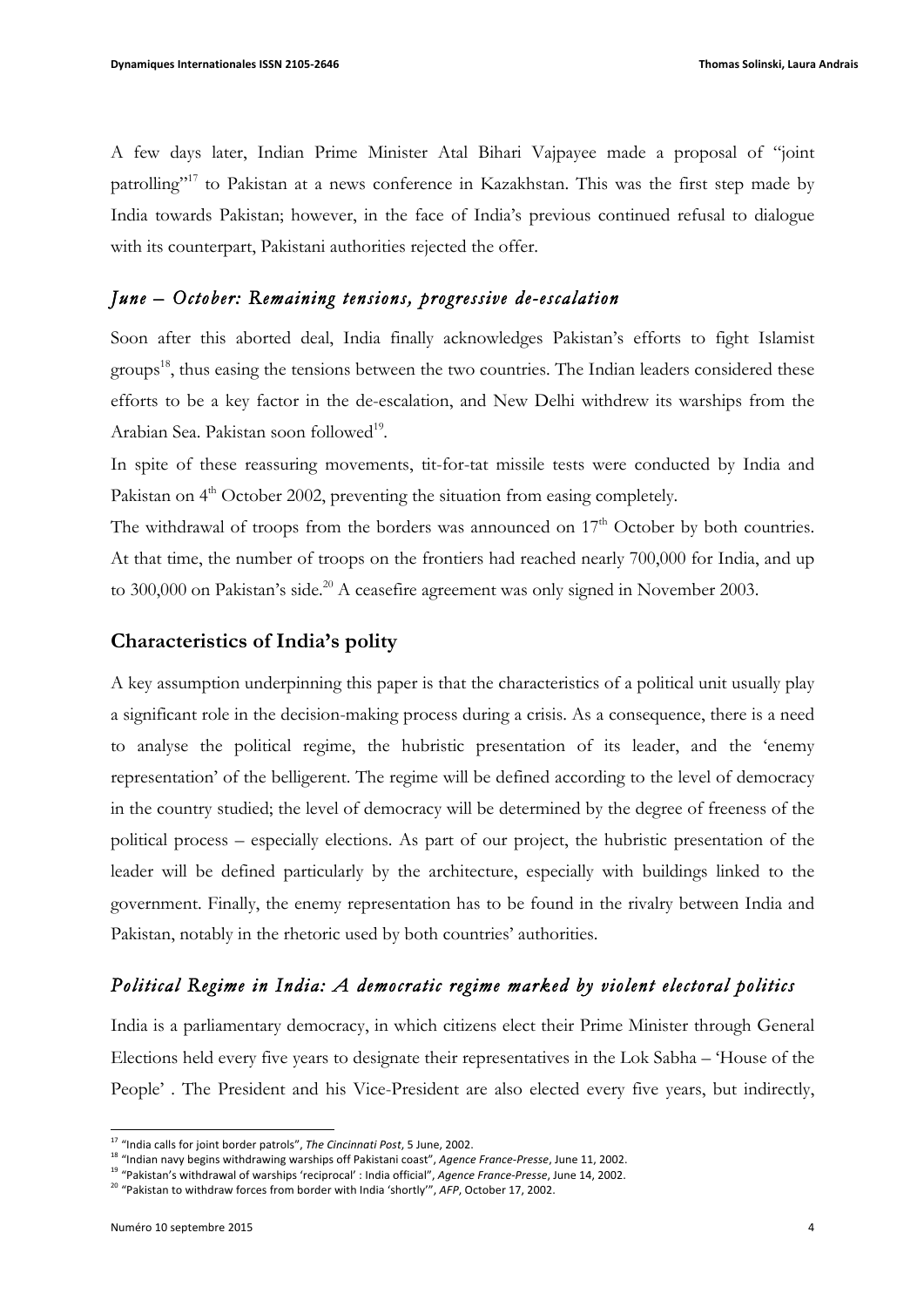A few days later, Indian Prime Minister Atal Bihari Vajpayee made a proposal of "joint patrolling"[17] to Pakistan at a news conference in Kazakhstan. This was the first step made by India towards Pakistan; however, in the face of India's previous continued refusal to dialogue with its counterpart, Pakistani authorities rejected the offer.

### *June – October: Remaining tensions, progressive de-escalation*

Soon after this aborted deal, India finally acknowledges Pakistan's efforts to fight Islamist groups[18], thus easing the tensions between the two countries. The Indian leaders considered these efforts to be a key factor in the de-escalation, and New Delhi withdrew its warships from the Arabian Sea. Pakistan soon followed[19].

In spite of these reassuring movements, tit-for-tat missile tests were conducted by India and Pakistan on 4th October 2002, preventing the situation from easing completely.

The withdrawal of troops from the borders was announced on 17th October by both countries. At that time, the number of troops on the frontiers had reached nearly 700,000 for India, and up to 300,000 on Pakistan's side.[20] A ceasefire agreement was only signed in November 2003.

## Characteristics of India's polity

A key assumption underpinning this paper is that the characteristics of a political unit usually play a significant role in the decision-making process during a crisis. As a consequence, there is a need to analyse the political regime, the hubristic presentation of its leader, and the 'enemy representation' of the belligerent. The regime will be defined according to the level of democracy in the country studied; the level of democracy will be determined by the degree of freeness of the political process – especially elections. As part of our project, the hubristic presentation of the leader will be defined particularly by the architecture, especially with buildings linked to the government. Finally, the enemy representation has to be found in the rivalry between India and Pakistan, notably in the rhetoric used by both countries' authorities.

### *Political Regime in India: A democratic regime marked by violent electoral politics*

India is a parliamentary democracy, in which citizens elect their Prime Minister through General Elections held every five years to designate their representatives in the Lok Sabha – 'House of the People' . The President and his Vice-President are also elected every five years, but indirectly,

---

[17] "India calls for joint border patrols", *The Cincinnati Post*, 5 June, 2002.

[18] "Indian navy begins withdrawing warships off Pakistani coast", *Agence France-Presse*, June 11, 2002.

[19] "Pakistan's withdrawal of warships 'reciprocal' : India official", *Agence France-Presse*, June 14, 2002.

[20] "Pakistan to withdraw forces from border with India 'shortly'", *AFP*, October 17, 2002.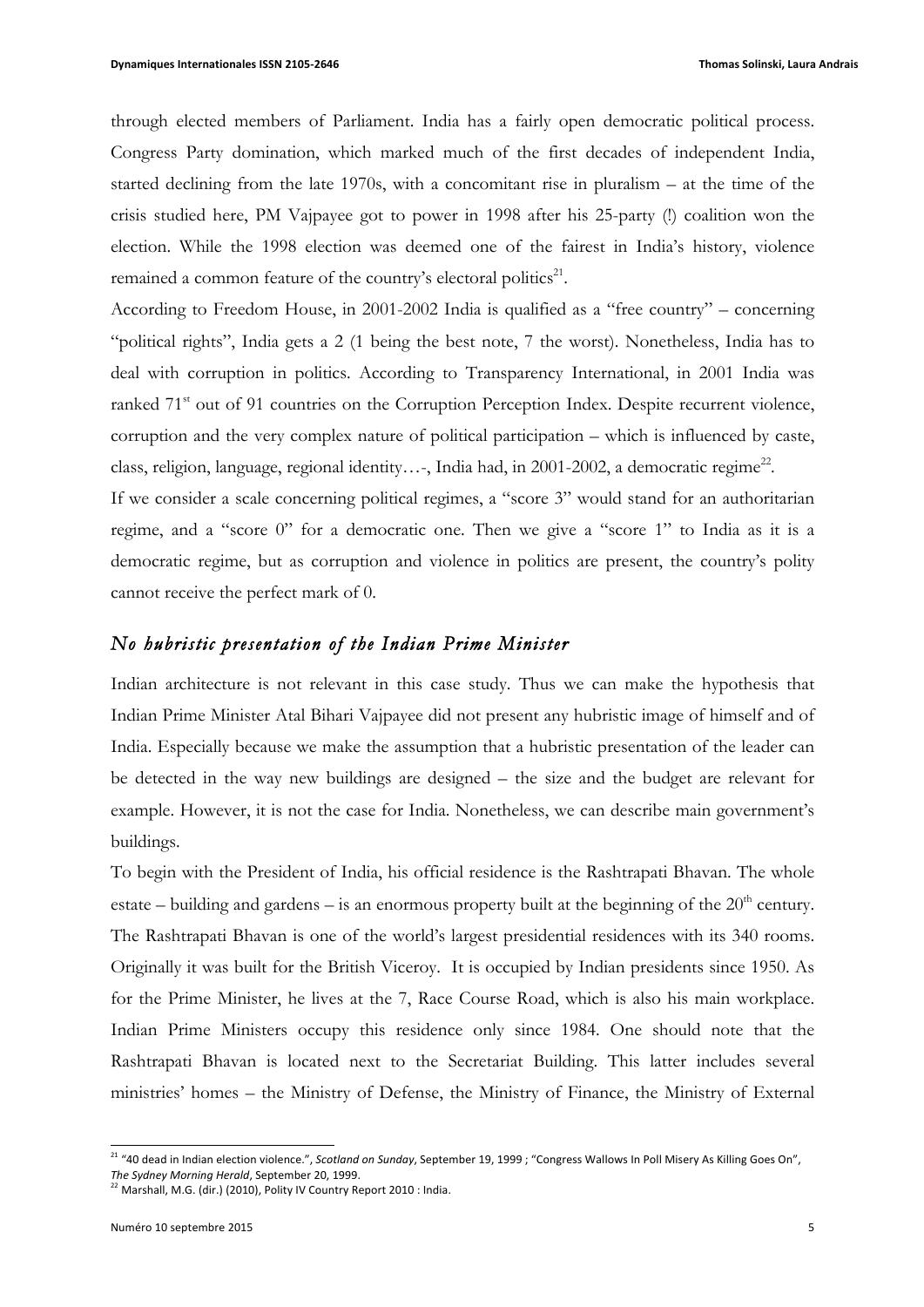through elected members of Parliament. India has a fairly open democratic political process. Congress Party domination, which marked much of the first decades of independent India, started declining from the late 1970s, with a concomitant rise in pluralism – at the time of the crisis studied here, PM Vajpayee got to power in 1998 after his 25-party (!) coalition won the election. While the 1998 election was deemed one of the fairest in India's history, violence remained a common feature of the country's electoral politics[21].

According to Freedom House, in 2001-2002 India is qualified as a "free country" – concerning "political rights", India gets a 2 (1 being the best note, 7 the worst). Nonetheless, India has to deal with corruption in politics. According to Transparency International, in 2001 India was ranked 71st out of 91 countries on the Corruption Perception Index. Despite recurrent violence, corruption and the very complex nature of political participation – which is influenced by caste, class, religion, language, regional identity…-, India had, in 2001-2002, a democratic regime[22].

If we consider a scale concerning political regimes, a "score 3" would stand for an authoritarian regime, and a "score 0" for a democratic one. Then we give a "score 1" to India as it is a democratic regime, but as corruption and violence in politics are present, the country's polity cannot receive the perfect mark of 0.

## *No hubristic presentation of the Indian Prime Minister*

Indian architecture is not relevant in this case study. Thus we can make the hypothesis that Indian Prime Minister Atal Bihari Vajpayee did not present any hubristic image of himself and of India. Especially because we make the assumption that a hubristic presentation of the leader can be detected in the way new buildings are designed – the size and the budget are relevant for example. However, it is not the case for India. Nonetheless, we can describe main government's buildings.

To begin with the President of India, his official residence is the Rashtrapati Bhavan. The whole estate – building and gardens – is an enormous property built at the beginning of the 20th century. The Rashtrapati Bhavan is one of the world's largest presidential residences with its 340 rooms. Originally it was built for the British Viceroy. It is occupied by Indian presidents since 1950. As for the Prime Minister, he lives at the 7, Race Course Road, which is also his main workplace. Indian Prime Ministers occupy this residence only since 1984. One should note that the Rashtrapati Bhavan is located next to the Secretariat Building. This latter includes several ministries' homes – the Ministry of Defense, the Ministry of Finance, the Ministry of External

---

[21] "40 dead in Indian election violence.", *Scotland on Sunday*, September 19, 1999 ; "Congress Wallows In Poll Misery As Killing Goes On", *The Sydney Morning Herald*, September 20, 1999.

[22] Marshall, M.G. (dir.) (2010), Polity IV Country Report 2010 : India.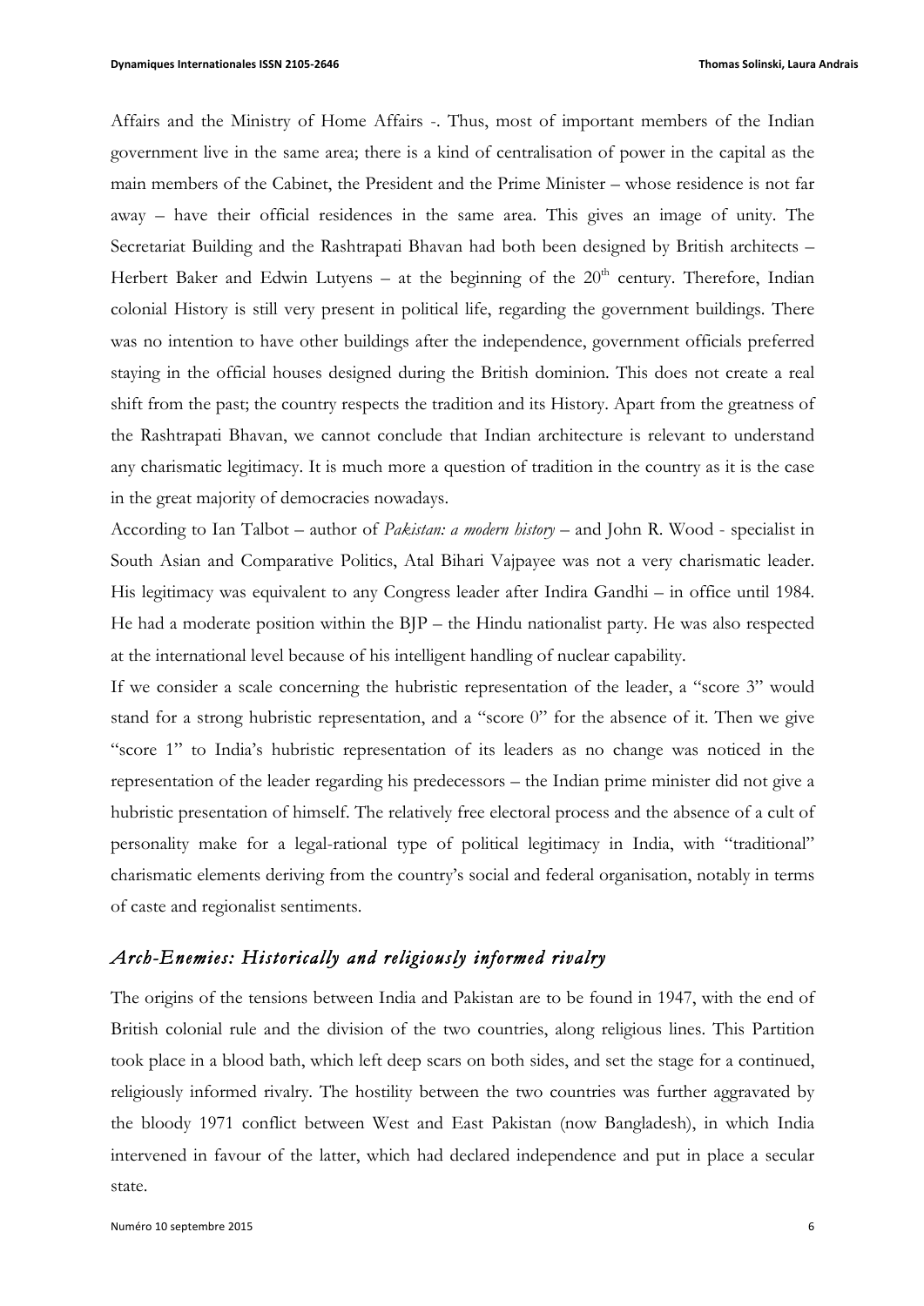Affairs and the Ministry of Home Affairs -. Thus, most of important members of the Indian government live in the same area; there is a kind of centralisation of power in the capital as the main members of the Cabinet, the President and the Prime Minister – whose residence is not far away – have their official residences in the same area. This gives an image of unity. The Secretariat Building and the Rashtrapati Bhavan had both been designed by British architects – Herbert Baker and Edwin Lutyens – at the beginning of the 20[th] century. Therefore, Indian colonial History is still very present in political life, regarding the government buildings. There was no intention to have other buildings after the independence, government officials preferred staying in the official houses designed during the British dominion. This does not create a real shift from the past; the country respects the tradition and its History. Apart from the greatness of the Rashtrapati Bhavan, we cannot conclude that Indian architecture is relevant to understand any charismatic legitimacy. It is much more a question of tradition in the country as it is the case in the great majority of democracies nowadays.

According to Ian Talbot – author of *Pakistan: a modern history* – and John R. Wood - specialist in South Asian and Comparative Politics, Atal Bihari Vajpayee was not a very charismatic leader. His legitimacy was equivalent to any Congress leader after Indira Gandhi – in office until 1984. He had a moderate position within the BJP – the Hindu nationalist party. He was also respected at the international level because of his intelligent handling of nuclear capability.

If we consider a scale concerning the hubristic representation of the leader, a "score 3" would stand for a strong hubristic representation, and a "score 0" for the absence of it. Then we give "score 1" to India's hubristic representation of its leaders as no change was noticed in the representation of the leader regarding his predecessors – the Indian prime minister did not give a hubristic presentation of himself. The relatively free electoral process and the absence of a cult of personality make for a legal-rational type of political legitimacy in India, with "traditional" charismatic elements deriving from the country's social and federal organisation, notably in terms of caste and regionalist sentiments.

## *Arch-Enemies: Historically and religiously informed rivalry*

The origins of the tensions between India and Pakistan are to be found in 1947, with the end of British colonial rule and the division of the two countries, along religious lines. This Partition took place in a blood bath, which left deep scars on both sides, and set the stage for a continued, religiously informed rivalry. The hostility between the two countries was further aggravated by the bloody 1971 conflict between West and East Pakistan (now Bangladesh), in which India intervened in favour of the latter, which had declared independence and put in place a secular state.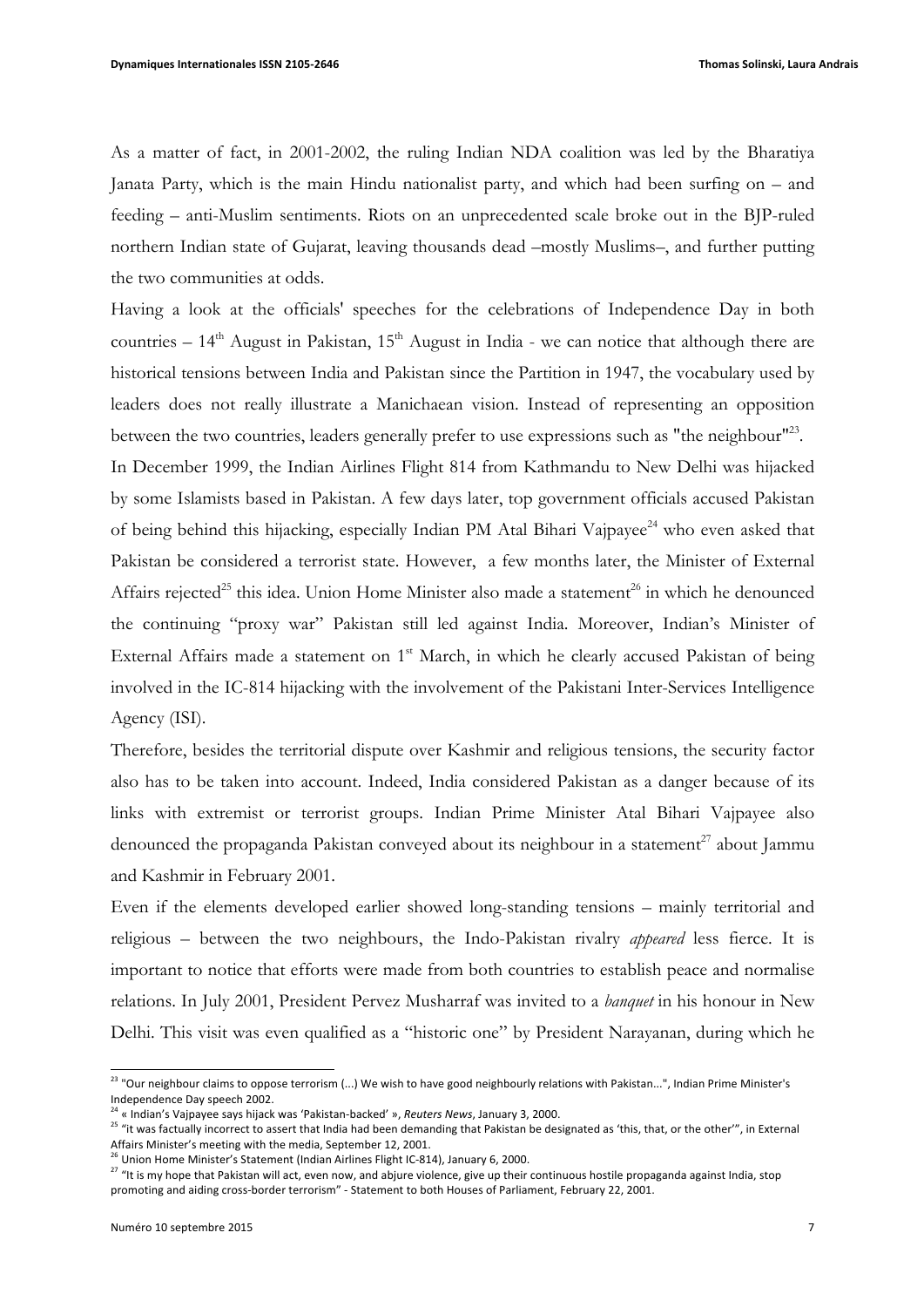As a matter of fact, in 2001-2002, the ruling Indian NDA coalition was led by the Bharatiya Janata Party, which is the main Hindu nationalist party, and which had been surfing on – and feeding – anti-Muslim sentiments. Riots on an unprecedented scale broke out in the BJP-ruled northern Indian state of Gujarat, leaving thousands dead –mostly Muslims–, and further putting the two communities at odds.

Having a look at the officials' speeches for the celebrations of Independence Day in both countries – 14th August in Pakistan, 15th August in India - we can notice that although there are historical tensions between India and Pakistan since the Partition in 1947, the vocabulary used by leaders does not really illustrate a Manichaean vision. Instead of representing an opposition between the two countries, leaders generally prefer to use expressions such as "the neighbour"[23].

In December 1999, the Indian Airlines Flight 814 from Kathmandu to New Delhi was hijacked by some Islamists based in Pakistan. A few days later, top government officials accused Pakistan of being behind this hijacking, especially Indian PM Atal Bihari Vajpayee[24] who even asked that Pakistan be considered a terrorist state. However, a few months later, the Minister of External Affairs rejected[25] this idea. Union Home Minister also made a statement[26] in which he denounced the continuing "proxy war" Pakistan still led against India. Moreover, Indian's Minister of External Affairs made a statement on 1st March, in which he clearly accused Pakistan of being involved in the IC-814 hijacking with the involvement of the Pakistani Inter-Services Intelligence Agency (ISI).

Therefore, besides the territorial dispute over Kashmir and religious tensions, the security factor also has to be taken into account. Indeed, India considered Pakistan as a danger because of its links with extremist or terrorist groups. Indian Prime Minister Atal Bihari Vajpayee also denounced the propaganda Pakistan conveyed about its neighbour in a statement[27] about Jammu and Kashmir in February 2001.

Even if the elements developed earlier showed long-standing tensions – mainly territorial and religious – between the two neighbours, the Indo-Pakistan rivalry *appeared* less fierce. It is important to notice that efforts were made from both countries to establish peace and normalise relations. In July 2001, President Pervez Musharraf was invited to a *banquet* in his honour in New Delhi. This visit was even qualified as a "historic one" by President Narayanan, during which he

---

[23] "Our neighbour claims to oppose terrorism (...) We wish to have good neighbourly relations with Pakistan...", Indian Prime Minister's Independence Day speech 2002.

[24] « Indian's Vajpayee says hijack was 'Pakistan-backed' », *Reuters News*, January 3, 2000.

[25] "it was factually incorrect to assert that India had been demanding that Pakistan be designated as 'this, that, or the other'", in External Affairs Minister's meeting with the media, September 12, 2001.

[26] Union Home Minister's Statement (Indian Airlines Flight IC-814), January 6, 2000.

[27] "It is my hope that Pakistan will act, even now, and abjure violence, give up their continuous hostile propaganda against India, stop promoting and aiding cross-border terrorism" - Statement to both Houses of Parliament, February 22, 2001.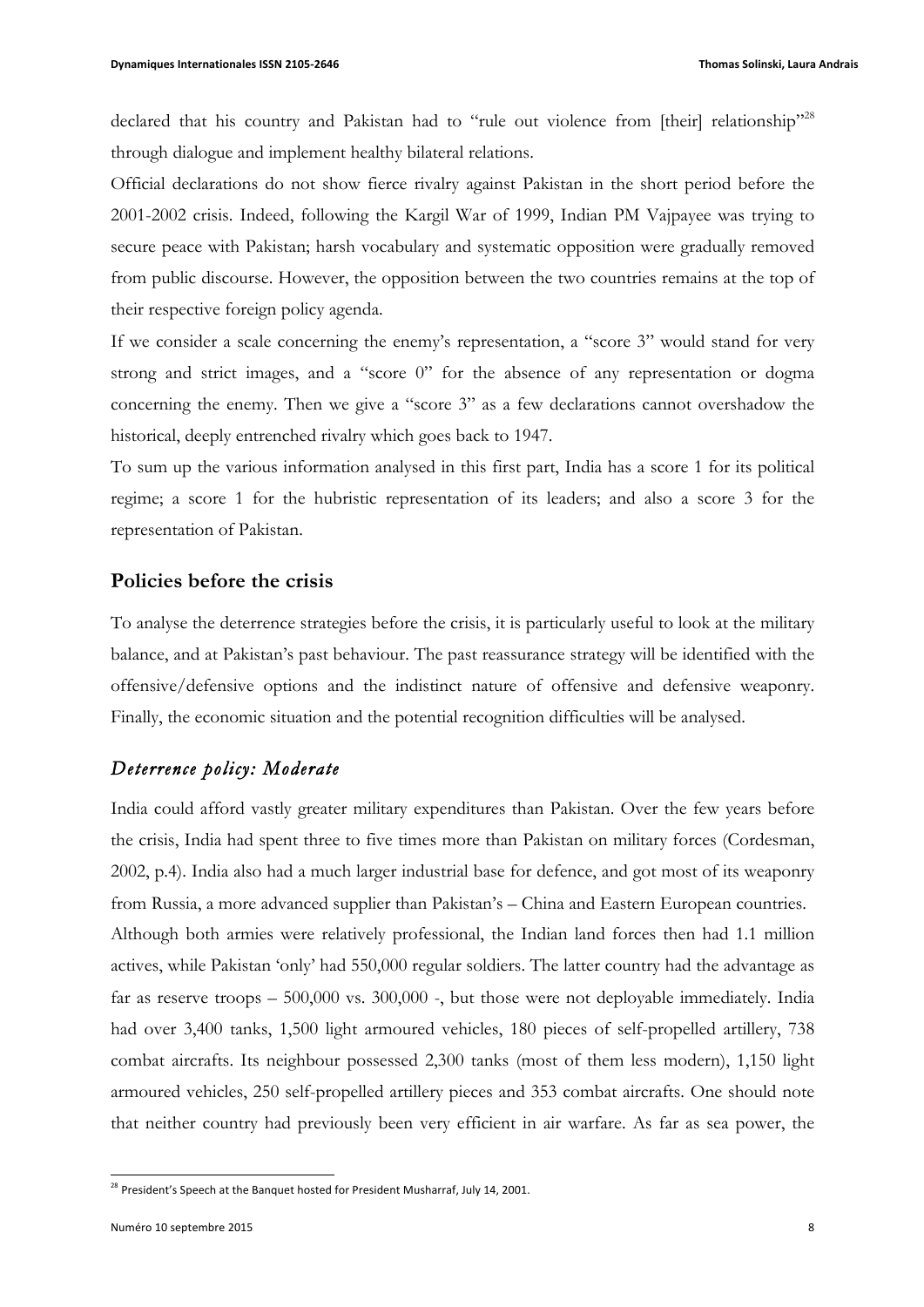declared that his country and Pakistan had to "rule out violence from [their] relationship"[28] through dialogue and implement healthy bilateral relations.

Official declarations do not show fierce rivalry against Pakistan in the short period before the 2001-2002 crisis. Indeed, following the Kargil War of 1999, Indian PM Vajpayee was trying to secure peace with Pakistan; harsh vocabulary and systematic opposition were gradually removed from public discourse. However, the opposition between the two countries remains at the top of their respective foreign policy agenda.

If we consider a scale concerning the enemy's representation, a "score 3" would stand for very strong and strict images, and a "score 0" for the absence of any representation or dogma concerning the enemy. Then we give a "score 3" as a few declarations cannot overshadow the historical, deeply entrenched rivalry which goes back to 1947.

To sum up the various information analysed in this first part, India has a score 1 for its political regime; a score 1 for the hubristic representation of its leaders; and also a score 3 for the representation of Pakistan.

## Policies before the crisis

To analyse the deterrence strategies before the crisis, it is particularly useful to look at the military balance, and at Pakistan's past behaviour. The past reassurance strategy will be identified with the offensive/defensive options and the indistinct nature of offensive and defensive weaponry. Finally, the economic situation and the potential recognition difficulties will be analysed.

### *Deterrence policy: Moderate*

India could afford vastly greater military expenditures than Pakistan. Over the few years before the crisis, India had spent three to five times more than Pakistan on military forces (Cordesman, 2002, p.4). India also had a much larger industrial base for defence, and got most of its weaponry from Russia, a more advanced supplier than Pakistan's – China and Eastern European countries.

Although both armies were relatively professional, the Indian land forces then had 1.1 million actives, while Pakistan 'only' had 550,000 regular soldiers. The latter country had the advantage as far as reserve troops – 500,000 vs. 300,000 -, but those were not deployable immediately. India had over 3,400 tanks, 1,500 light armoured vehicles, 180 pieces of self-propelled artillery, 738 combat aircrafts. Its neighbour possessed 2,300 tanks (most of them less modern), 1,150 light armoured vehicles, 250 self-propelled artillery pieces and 353 combat aircrafts. One should note that neither country had previously been very efficient in air warfare. As far as sea power, the

[28] President's Speech at the Banquet hosted for President Musharraf, July 14, 2001.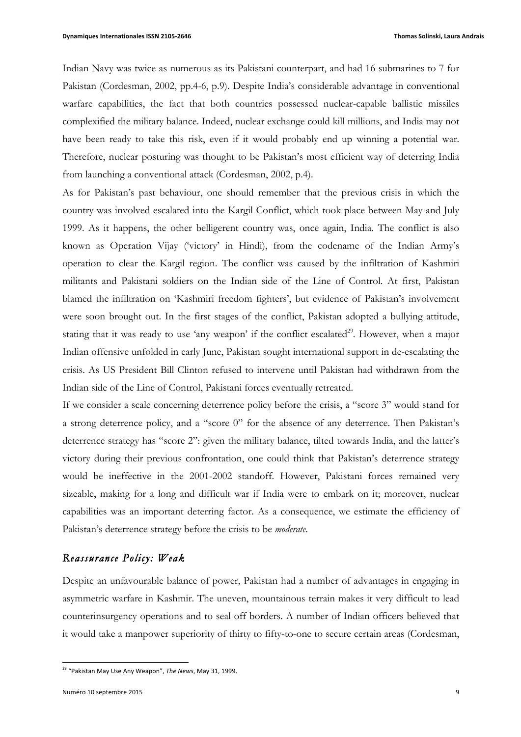Indian Navy was twice as numerous as its Pakistani counterpart, and had 16 submarines to 7 for Pakistan (Cordesman, 2002, pp.4-6, p.9). Despite India's considerable advantage in conventional warfare capabilities, the fact that both countries possessed nuclear-capable ballistic missiles complexified the military balance. Indeed, nuclear exchange could kill millions, and India may not have been ready to take this risk, even if it would probably end up winning a potential war. Therefore, nuclear posturing was thought to be Pakistan's most efficient way of deterring India from launching a conventional attack (Cordesman, 2002, p.4).

As for Pakistan's past behaviour, one should remember that the previous crisis in which the country was involved escalated into the Kargil Conflict, which took place between May and July 1999. As it happens, the other belligerent country was, once again, India. The conflict is also known as Operation Vijay ('victory' in Hindi), from the codename of the Indian Army's operation to clear the Kargil region. The conflict was caused by the infiltration of Kashmiri militants and Pakistani soldiers on the Indian side of the Line of Control. At first, Pakistan blamed the infiltration on 'Kashmiri freedom fighters', but evidence of Pakistan's involvement were soon brought out. In the first stages of the conflict, Pakistan adopted a bullying attitude, stating that it was ready to use 'any weapon' if the conflict escalated[29]. However, when a major Indian offensive unfolded in early June, Pakistan sought international support in de-escalating the crisis. As US President Bill Clinton refused to intervene until Pakistan had withdrawn from the Indian side of the Line of Control, Pakistani forces eventually retreated.

If we consider a scale concerning deterrence policy before the crisis, a "score 3" would stand for a strong deterrence policy, and a "score 0" for the absence of any deterrence. Then Pakistan's deterrence strategy has "score 2": given the military balance, tilted towards India, and the latter's victory during their previous confrontation, one could think that Pakistan's deterrence strategy would be ineffective in the 2001-2002 standoff. However, Pakistani forces remained very sizeable, making for a long and difficult war if India were to embark on it; moreover, nuclear capabilities was an important deterring factor. As a consequence, we estimate the efficiency of Pakistan's deterrence strategy before the crisis to be *moderate*.

## *Reassurance Policy: Weak*

Despite an unfavourable balance of power, Pakistan had a number of advantages in engaging in asymmetric warfare in Kashmir. The uneven, mountainous terrain makes it very difficult to lead counterinsurgency operations and to seal off borders. A number of Indian officers believed that it would take a manpower superiority of thirty to fifty-to-one to secure certain areas (Cordesman,

---

[29] "Pakistan May Use Any Weapon", *The News*, May 31, 1999.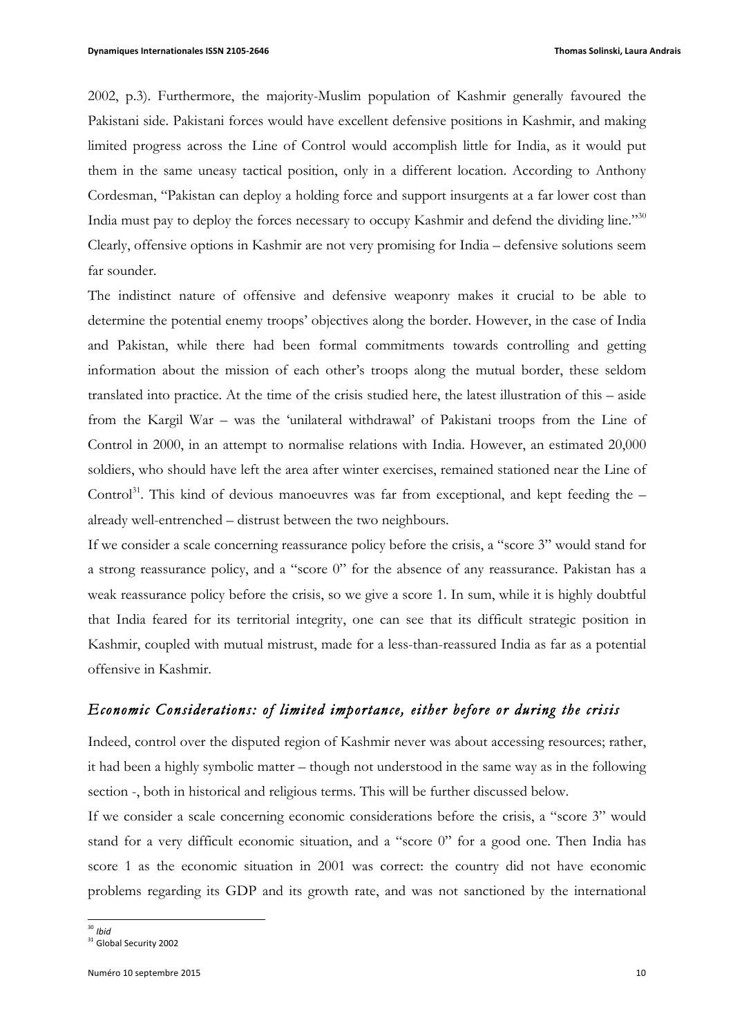2002, p.3). Furthermore, the majority-Muslim population of Kashmir generally favoured the Pakistani side. Pakistani forces would have excellent defensive positions in Kashmir, and making limited progress across the Line of Control would accomplish little for India, as it would put them in the same uneasy tactical position, only in a different location. According to Anthony Cordesman, "Pakistan can deploy a holding force and support insurgents at a far lower cost than India must pay to deploy the forces necessary to occupy Kashmir and defend the dividing line."[30] Clearly, offensive options in Kashmir are not very promising for India – defensive solutions seem far sounder.

The indistinct nature of offensive and defensive weaponry makes it crucial to be able to determine the potential enemy troops' objectives along the border. However, in the case of India and Pakistan, while there had been formal commitments towards controlling and getting information about the mission of each other's troops along the mutual border, these seldom translated into practice. At the time of the crisis studied here, the latest illustration of this – aside from the Kargil War – was the 'unilateral withdrawal' of Pakistani troops from the Line of Control in 2000, in an attempt to normalise relations with India. However, an estimated 20,000 soldiers, who should have left the area after winter exercises, remained stationed near the Line of Control[31]. This kind of devious manoeuvres was far from exceptional, and kept feeding the – already well-entrenched – distrust between the two neighbours.

If we consider a scale concerning reassurance policy before the crisis, a "score 3" would stand for a strong reassurance policy, and a "score 0" for the absence of any reassurance. Pakistan has a weak reassurance policy before the crisis, so we give a score 1. In sum, while it is highly doubtful that India feared for its territorial integrity, one can see that its difficult strategic position in Kashmir, coupled with mutual mistrust, made for a less-than-reassured India as far as a potential offensive in Kashmir.

## *Economic Considerations: of limited importance, either before or during the crisis*

Indeed, control over the disputed region of Kashmir never was about accessing resources; rather, it had been a highly symbolic matter – though not understood in the same way as in the following section -, both in historical and religious terms. This will be further discussed below.

If we consider a scale concerning economic considerations before the crisis, a "score 3" would stand for a very difficult economic situation, and a "score 0" for a good one. Then India has score 1 as the economic situation in 2001 was correct: the country did not have economic problems regarding its GDP and its growth rate, and was not sanctioned by the international

---

[30] *Ibid*

[31] Global Security 2002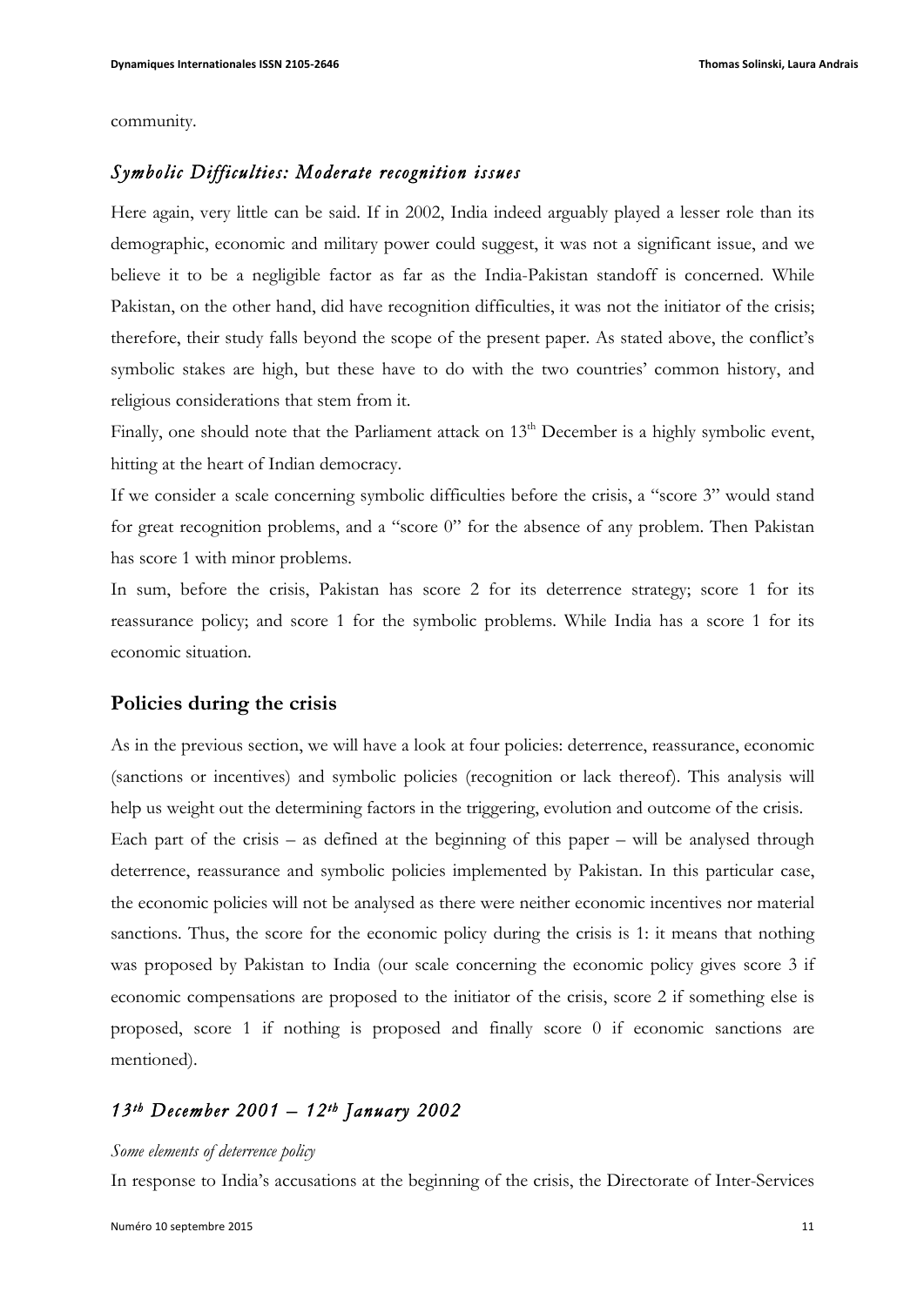community.

### *Symbolic Difficulties: Moderate recognition issues*

Here again, very little can be said. If in 2002, India indeed arguably played a lesser role than its demographic, economic and military power could suggest, it was not a significant issue, and we believe it to be a negligible factor as far as the India-Pakistan standoff is concerned. While Pakistan, on the other hand, did have recognition difficulties, it was not the initiator of the crisis; therefore, their study falls beyond the scope of the present paper. As stated above, the conflict's symbolic stakes are high, but these have to do with the two countries' common history, and religious considerations that stem from it.

Finally, one should note that the Parliament attack on 13th December is a highly symbolic event, hitting at the heart of Indian democracy.

If we consider a scale concerning symbolic difficulties before the crisis, a "score 3" would stand for great recognition problems, and a "score 0" for the absence of any problem. Then Pakistan has score 1 with minor problems.

In sum, before the crisis, Pakistan has score 2 for its deterrence strategy; score 1 for its reassurance policy; and score 1 for the symbolic problems. While India has a score 1 for its economic situation.

## Policies during the crisis

As in the previous section, we will have a look at four policies: deterrence, reassurance, economic (sanctions or incentives) and symbolic policies (recognition or lack thereof). This analysis will help us weight out the determining factors in the triggering, evolution and outcome of the crisis.

Each part of the crisis – as defined at the beginning of this paper – will be analysed through deterrence, reassurance and symbolic policies implemented by Pakistan. In this particular case, the economic policies will not be analysed as there were neither economic incentives nor material sanctions. Thus, the score for the economic policy during the crisis is 1: it means that nothing was proposed by Pakistan to India (our scale concerning the economic policy gives score 3 if economic compensations are proposed to the initiator of the crisis, score 2 if something else is proposed, score 1 if nothing is proposed and finally score 0 if economic sanctions are mentioned).

### *13th December 2001 – 12th January 2002*

*Some elements of deterrence policy*

In response to India's accusations at the beginning of the crisis, the Directorate of Inter-Services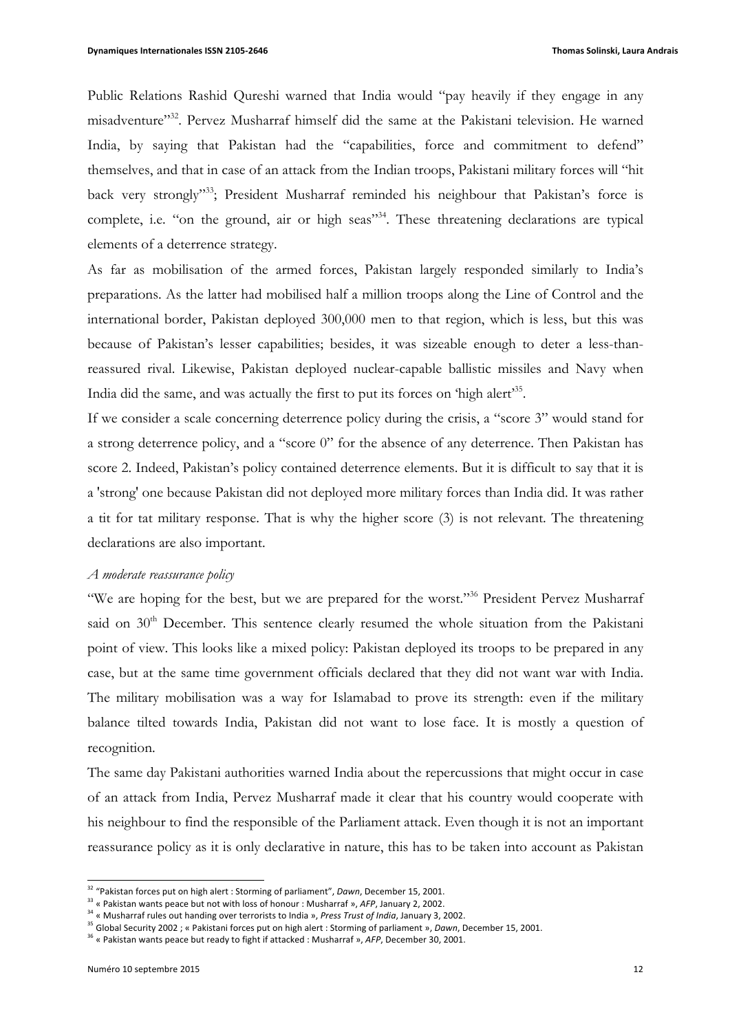Public Relations Rashid Qureshi warned that India would "pay heavily if they engage in any misadventure"[32]. Pervez Musharraf himself did the same at the Pakistani television. He warned India, by saying that Pakistan had the "capabilities, force and commitment to defend" themselves, and that in case of an attack from the Indian troops, Pakistani military forces will "hit back very strongly"[33]; President Musharraf reminded his neighbour that Pakistan's force is complete, i.e. "on the ground, air or high seas"[34]. These threatening declarations are typical elements of a deterrence strategy.

As far as mobilisation of the armed forces, Pakistan largely responded similarly to India's preparations. As the latter had mobilised half a million troops along the Line of Control and the international border, Pakistan deployed 300,000 men to that region, which is less, but this was because of Pakistan's lesser capabilities; besides, it was sizeable enough to deter a less-than-reassured rival. Likewise, Pakistan deployed nuclear-capable ballistic missiles and Navy when India did the same, and was actually the first to put its forces on 'high alert'[35].

If we consider a scale concerning deterrence policy during the crisis, a "score 3" would stand for a strong deterrence policy, and a "score 0" for the absence of any deterrence. Then Pakistan has score 2. Indeed, Pakistan's policy contained deterrence elements. But it is difficult to say that it is a 'strong' one because Pakistan did not deployed more military forces than India did. It was rather a tit for tat military response. That is why the higher score (3) is not relevant. The threatening declarations are also important.

*A moderate reassurance policy*

"We are hoping for the best, but we are prepared for the worst."[36] President Pervez Musharraf said on 30th December. This sentence clearly resumed the whole situation from the Pakistani point of view. This looks like a mixed policy: Pakistan deployed its troops to be prepared in any case, but at the same time government officials declared that they did not want war with India. The military mobilisation was a way for Islamabad to prove its strength: even if the military balance tilted towards India, Pakistan did not want to lose face. It is mostly a question of recognition.

The same day Pakistani authorities warned India about the repercussions that might occur in case of an attack from India, Pervez Musharraf made it clear that his country would cooperate with his neighbour to find the responsible of the Parliament attack. Even though it is not an important reassurance policy as it is only declarative in nature, this has to be taken into account as Pakistan

---

[32] "Pakistan forces put on high alert : Storming of parliament", *Dawn*, December 15, 2001.

[33] « Pakistan wants peace but not with loss of honour : Musharraf », *AFP*, January 2, 2002.

[34] « Musharraf rules out handing over terrorists to India », *Press Trust of India*, January 3, 2002.

[35] Global Security 2002 ; « Pakistani forces put on high alert : Storming of parliament », *Dawn*, December 15, 2001.

[36] « Pakistan wants peace but ready to fight if attacked : Musharraf », *AFP*, December 30, 2001.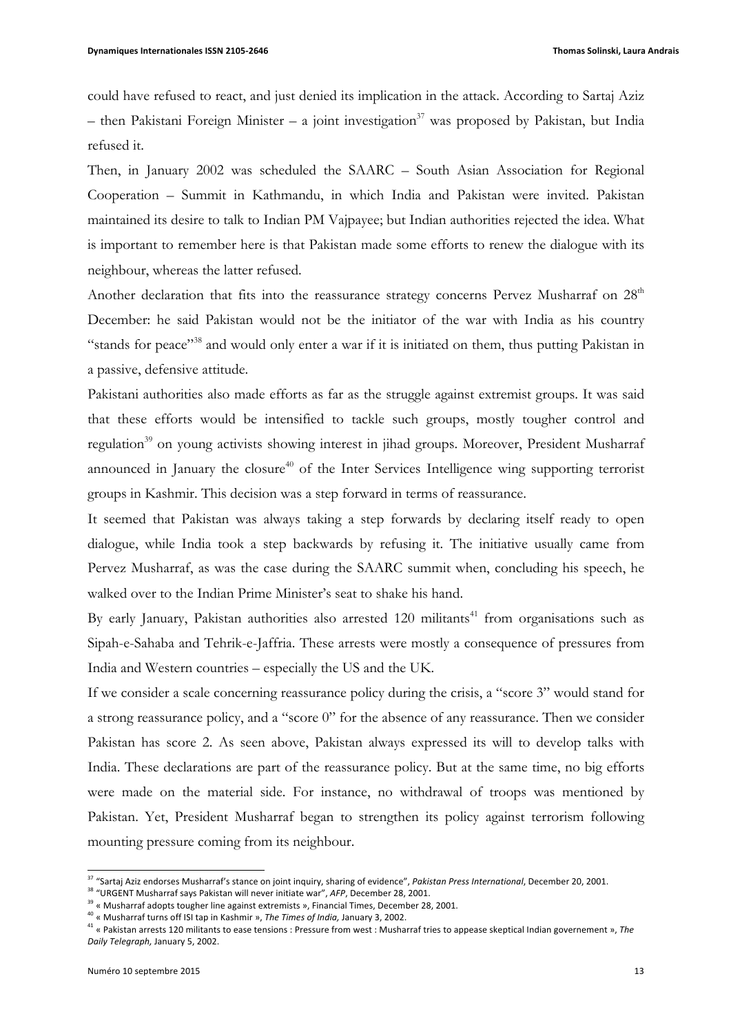could have refused to react, and just denied its implication in the attack. According to Sartaj Aziz – then Pakistani Foreign Minister – a joint investigation[37] was proposed by Pakistan, but India refused it.

Then, in January 2002 was scheduled the SAARC – South Asian Association for Regional Cooperation – Summit in Kathmandu, in which India and Pakistan were invited. Pakistan maintained its desire to talk to Indian PM Vajpayee; but Indian authorities rejected the idea. What is important to remember here is that Pakistan made some efforts to renew the dialogue with its neighbour, whereas the latter refused.

Another declaration that fits into the reassurance strategy concerns Pervez Musharraf on 28[th] December: he said Pakistan would not be the initiator of the war with India as his country "stands for peace"[38] and would only enter a war if it is initiated on them, thus putting Pakistan in a passive, defensive attitude.

Pakistani authorities also made efforts as far as the struggle against extremist groups. It was said that these efforts would be intensified to tackle such groups, mostly tougher control and regulation[39] on young activists showing interest in jihad groups. Moreover, President Musharraf announced in January the closure[40] of the Inter Services Intelligence wing supporting terrorist groups in Kashmir. This decision was a step forward in terms of reassurance.

It seemed that Pakistan was always taking a step forwards by declaring itself ready to open dialogue, while India took a step backwards by refusing it. The initiative usually came from Pervez Musharraf, as was the case during the SAARC summit when, concluding his speech, he walked over to the Indian Prime Minister's seat to shake his hand.

By early January, Pakistan authorities also arrested 120 militants[41] from organisations such as Sipah-e-Sahaba and Tehrik-e-Jaffria. These arrests were mostly a consequence of pressures from India and Western countries – especially the US and the UK.

If we consider a scale concerning reassurance policy during the crisis, a "score 3" would stand for a strong reassurance policy, and a "score 0" for the absence of any reassurance. Then we consider Pakistan has score 2. As seen above, Pakistan always expressed its will to develop talks with India. These declarations are part of the reassurance policy. But at the same time, no big efforts were made on the material side. For instance, no withdrawal of troops was mentioned by Pakistan. Yet, President Musharraf began to strengthen its policy against terrorism following mounting pressure coming from its neighbour.

---

[37] "Sartaj Aziz endorses Musharraf's stance on joint inquiry, sharing of evidence", *Pakistan Press International*, December 20, 2001.

[38] "URGENT Musharraf says Pakistan will never initiate war", *AFP*, December 28, 2001.

[39] « Musharraf adopts tougher line against extremists », Financial Times, December 28, 2001.

[40] « Musharraf turns off ISI tap in Kashmir », *The Times of India,* January 3, 2002.

[41] « Pakistan arrests 120 militants to ease tensions : Pressure from west : Musharraf tries to appease skeptical Indian governement », *The Daily Telegraph,* January 5, 2002.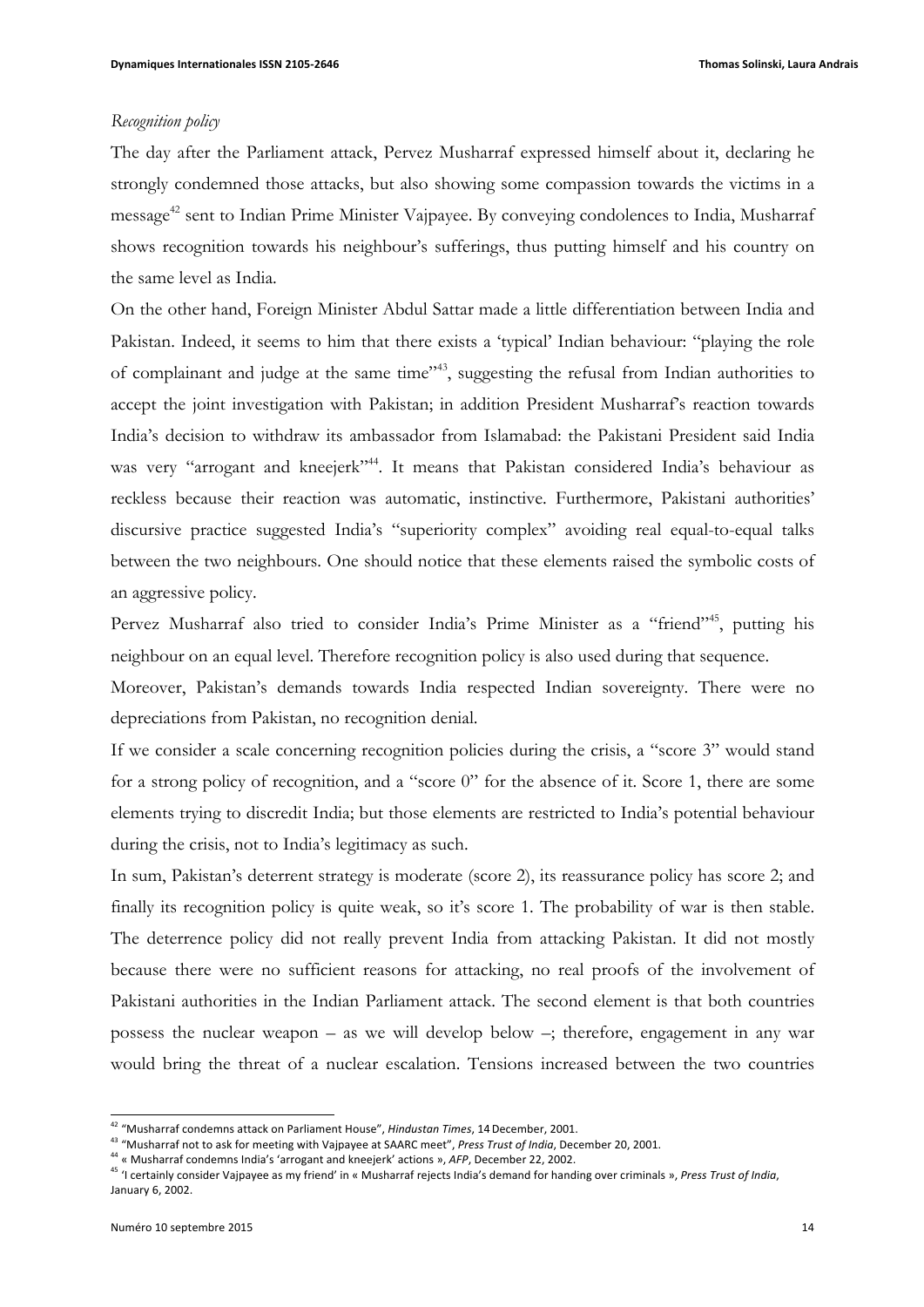*Recognition policy*

The day after the Parliament attack, Pervez Musharraf expressed himself about it, declaring he strongly condemned those attacks, but also showing some compassion towards the victims in a message[42] sent to Indian Prime Minister Vajpayee. By conveying condolences to India, Musharraf shows recognition towards his neighbour's sufferings, thus putting himself and his country on the same level as India.

On the other hand, Foreign Minister Abdul Sattar made a little differentiation between India and Pakistan. Indeed, it seems to him that there exists a 'typical' Indian behaviour: "playing the role of complainant and judge at the same time"[43], suggesting the refusal from Indian authorities to accept the joint investigation with Pakistan; in addition President Musharraf's reaction towards India's decision to withdraw its ambassador from Islamabad: the Pakistani President said India was very "arrogant and kneejerk"[44]. It means that Pakistan considered India's behaviour as reckless because their reaction was automatic, instinctive. Furthermore, Pakistani authorities' discursive practice suggested India's "superiority complex" avoiding real equal-to-equal talks between the two neighbours. One should notice that these elements raised the symbolic costs of an aggressive policy.

Pervez Musharraf also tried to consider India's Prime Minister as a "friend"[45], putting his neighbour on an equal level. Therefore recognition policy is also used during that sequence.

Moreover, Pakistan's demands towards India respected Indian sovereignty. There were no depreciations from Pakistan, no recognition denial.

If we consider a scale concerning recognition policies during the crisis, a "score 3" would stand for a strong policy of recognition, and a "score 0" for the absence of it. Score 1, there are some elements trying to discredit India; but those elements are restricted to India's potential behaviour during the crisis, not to India's legitimacy as such.

In sum, Pakistan's deterrent strategy is moderate (score 2), its reassurance policy has score 2; and finally its recognition policy is quite weak, so it's score 1. The probability of war is then stable. The deterrence policy did not really prevent India from attacking Pakistan. It did not mostly because there were no sufficient reasons for attacking, no real proofs of the involvement of Pakistani authorities in the Indian Parliament attack. The second element is that both countries possess the nuclear weapon – as we will develop below –; therefore, engagement in any war would bring the threat of a nuclear escalation. Tensions increased between the two countries

---

[42] "Musharraf condemns attack on Parliament House", *Hindustan Times*, 14 December, 2001.

[43] "Musharraf not to ask for meeting with Vajpayee at SAARC meet", *Press Trust of India*, December 20, 2001.

[44] « Musharraf condemns India's 'arrogant and kneejerk' actions », *AFP*, December 22, 2002.

[45] 'I certainly consider Vajpayee as my friend' in « Musharraf rejects India's demand for handing over criminals », *Press Trust of India*, January 6, 2002.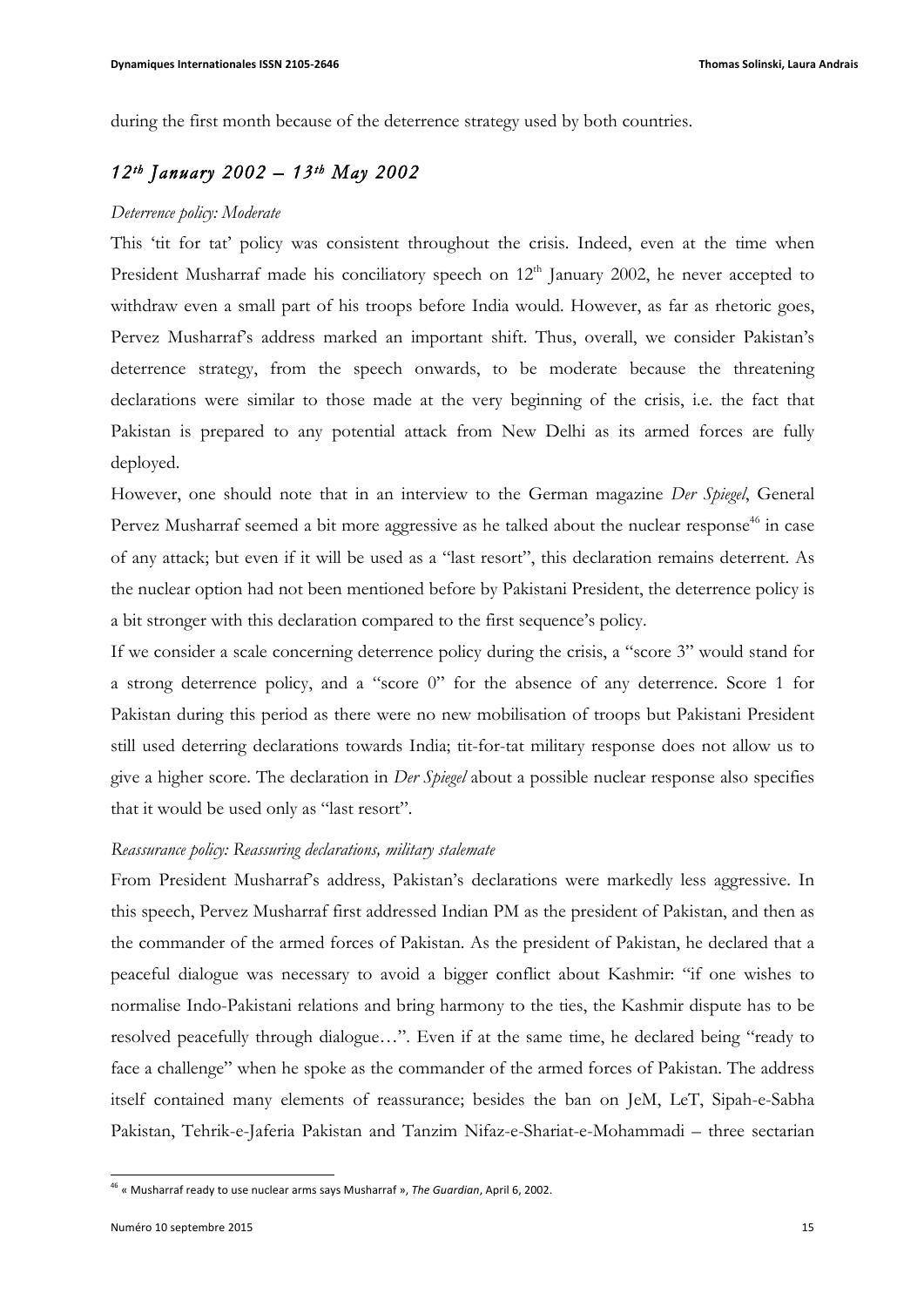during the first month because of the deterrence strategy used by both countries.

## *12th January 2002 – 13th May 2002*

*Deterrence policy: Moderate*

This 'tit for tat' policy was consistent throughout the crisis. Indeed, even at the time when President Musharraf made his conciliatory speech on 12th January 2002, he never accepted to withdraw even a small part of his troops before India would. However, as far as rhetoric goes, Pervez Musharraf's address marked an important shift. Thus, overall, we consider Pakistan's deterrence strategy, from the speech onwards, to be moderate because the threatening declarations were similar to those made at the very beginning of the crisis, i.e. the fact that Pakistan is prepared to any potential attack from New Delhi as its armed forces are fully deployed.

However, one should note that in an interview to the German magazine *Der Spiegel*, General Pervez Musharraf seemed a bit more aggressive as he talked about the nuclear response[46] in case of any attack; but even if it will be used as a "last resort", this declaration remains deterrent. As the nuclear option had not been mentioned before by Pakistani President, the deterrence policy is a bit stronger with this declaration compared to the first sequence's policy.

If we consider a scale concerning deterrence policy during the crisis, a "score 3" would stand for a strong deterrence policy, and a "score 0" for the absence of any deterrence. Score 1 for Pakistan during this period as there were no new mobilisation of troops but Pakistani President still used deterring declarations towards India; tit-for-tat military response does not allow us to give a higher score. The declaration in *Der Spiegel* about a possible nuclear response also specifies that it would be used only as "last resort".

*Reassurance policy: Reassuring declarations, military stalemate*

From President Musharraf's address, Pakistan's declarations were markedly less aggressive. In this speech, Pervez Musharraf first addressed Indian PM as the president of Pakistan, and then as the commander of the armed forces of Pakistan. As the president of Pakistan, he declared that a peaceful dialogue was necessary to avoid a bigger conflict about Kashmir: "if one wishes to normalise Indo-Pakistani relations and bring harmony to the ties, the Kashmir dispute has to be resolved peacefully through dialogue…". Even if at the same time, he declared being "ready to face a challenge" when he spoke as the commander of the armed forces of Pakistan. The address itself contained many elements of reassurance; besides the ban on JeM, LeT, Sipah-e-Sabha Pakistan, Tehrik-e-Jaferia Pakistan and Tanzim Nifaz-e-Shariat-e-Mohammadi – three sectarian

---

[46] « Musharraf ready to use nuclear arms says Musharraf », *The Guardian*, April 6, 2002.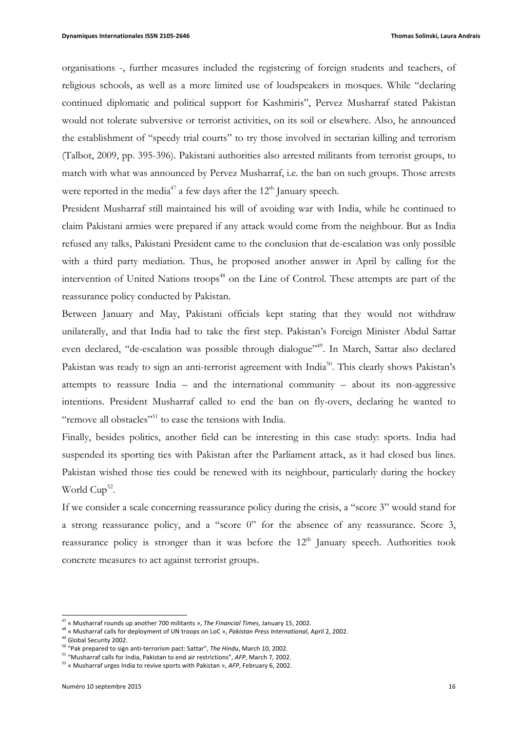organisations -, further measures included the registering of foreign students and teachers, of religious schools, as well as a more limited use of loudspeakers in mosques. While "declaring continued diplomatic and political support for Kashmiris", Pervez Musharraf stated Pakistan would not tolerate subversive or terrorist activities, on its soil or elsewhere. Also, he announced the establishment of "speedy trial courts" to try those involved in sectarian killing and terrorism (Talbot, 2009, pp. 395-396). Pakistani authorities also arrested militants from terrorist groups, to match with what was announced by Pervez Musharraf, i.e. the ban on such groups. Those arrests were reported in the media[47] a few days after the 12th January speech.

President Musharraf still maintained his will of avoiding war with India, while he continued to claim Pakistani armies were prepared if any attack would come from the neighbour. But as India refused any talks, Pakistani President came to the conclusion that de-escalation was only possible with a third party mediation. Thus, he proposed another answer in April by calling for the intervention of United Nations troops[48] on the Line of Control. These attempts are part of the reassurance policy conducted by Pakistan.

Between January and May, Pakistani officials kept stating that they would not withdraw unilaterally, and that India had to take the first step. Pakistan's Foreign Minister Abdul Sattar even declared, "de-escalation was possible through dialogue"[49]. In March, Sattar also declared Pakistan was ready to sign an anti-terrorist agreement with India[50]. This clearly shows Pakistan's attempts to reassure India – and the international community – about its non-aggressive intentions. President Musharraf called to end the ban on fly-overs, declaring he wanted to "remove all obstacles"[51] to ease the tensions with India.

Finally, besides politics, another field can be interesting in this case study: sports. India had suspended its sporting ties with Pakistan after the Parliament attack, as it had closed bus lines. Pakistan wished those ties could be renewed with its neighbour, particularly during the hockey World Cup[52].

If we consider a scale concerning reassurance policy during the crisis, a "score 3" would stand for a strong reassurance policy, and a "score 0" for the absence of any reassurance. Score 3, reassurance policy is stronger than it was before the 12th January speech. Authorities took concrete measures to act against terrorist groups.

---

[47] « Musharraf rounds up another 700 militants », *The Financial Times*, January 15, 2002.

[48] « Musharraf calls for deployment of UN troops on LoC », *Pakistan Press International*, April 2, 2002.

[49] Global Security 2002.

[50] "Pak prepared to sign anti-terrorism pact: Sattar", *The Hindu*, March 10, 2002.

[51] "Musharraf calls for India, Pakistan to end air restrictions", *AFP*, March 7, 2002.

[52] « Musharraf urges India to revive sports with Pakistan », *AFP*, February 6, 2002.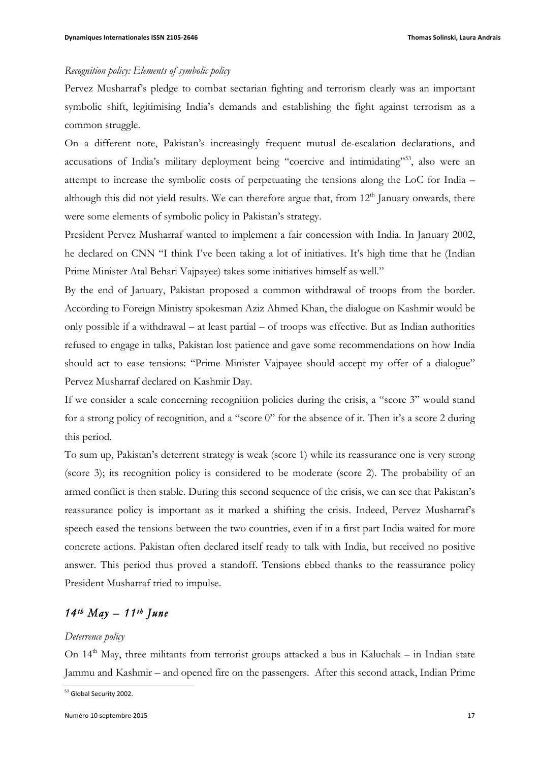*Recognition policy: Elements of symbolic policy*

Pervez Musharraf's pledge to combat sectarian fighting and terrorism clearly was an important symbolic shift, legitimising India's demands and establishing the fight against terrorism as a common struggle.

On a different note, Pakistan's increasingly frequent mutual de-escalation declarations, and accusations of India's military deployment being "coercive and intimidating"[53], also were an attempt to increase the symbolic costs of perpetuating the tensions along the LoC for India – although this did not yield results. We can therefore argue that, from 12th January onwards, there were some elements of symbolic policy in Pakistan's strategy.

President Pervez Musharraf wanted to implement a fair concession with India. In January 2002, he declared on CNN "I think I've been taking a lot of initiatives. It's high time that he (Indian Prime Minister Atal Behari Vajpayee) takes some initiatives himself as well."

By the end of January, Pakistan proposed a common withdrawal of troops from the border. According to Foreign Ministry spokesman Aziz Ahmed Khan, the dialogue on Kashmir would be only possible if a withdrawal – at least partial – of troops was effective. But as Indian authorities refused to engage in talks, Pakistan lost patience and gave some recommendations on how India should act to ease tensions: "Prime Minister Vajpayee should accept my offer of a dialogue" Pervez Musharraf declared on Kashmir Day.

If we consider a scale concerning recognition policies during the crisis, a "score 3" would stand for a strong policy of recognition, and a "score 0" for the absence of it. Then it's a score 2 during this period.

To sum up, Pakistan's deterrent strategy is weak (score 1) while its reassurance one is very strong (score 3); its recognition policy is considered to be moderate (score 2). The probability of an armed conflict is then stable. During this second sequence of the crisis, we can see that Pakistan's reassurance policy is important as it marked a shifting the crisis. Indeed, Pervez Musharraf's speech eased the tensions between the two countries, even if in a first part India waited for more concrete actions. Pakistan often declared itself ready to talk with India, but received no positive answer. This period thus proved a standoff. Tensions ebbed thanks to the reassurance policy President Musharraf tried to impulse.

## *14th May – 11th June*

*Deterrence policy*

On 14th May, three militants from terrorist groups attacked a bus in Kaluchak – in Indian state Jammu and Kashmir – and opened fire on the passengers. After this second attack, Indian Prime

[53] Global Security 2002.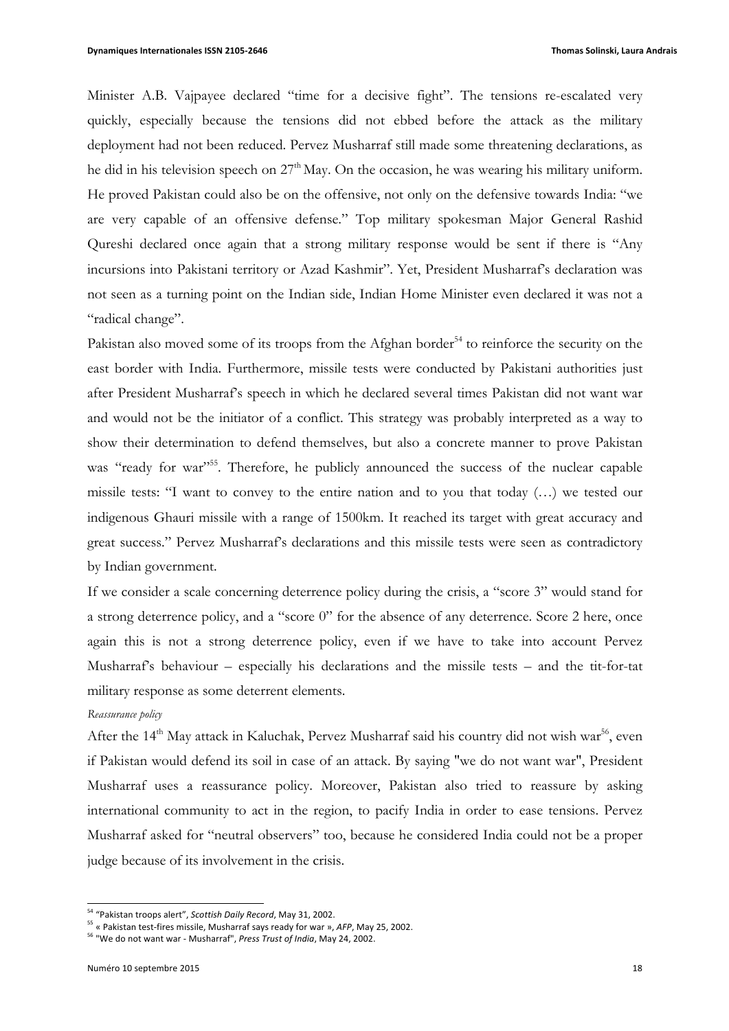Minister A.B. Vajpayee declared "time for a decisive fight". The tensions re-escalated very quickly, especially because the tensions did not ebbed before the attack as the military deployment had not been reduced. Pervez Musharraf still made some threatening declarations, as he did in his television speech on 27th May. On the occasion, he was wearing his military uniform. He proved Pakistan could also be on the offensive, not only on the defensive towards India: "we are very capable of an offensive defense." Top military spokesman Major General Rashid Qureshi declared once again that a strong military response would be sent if there is "Any incursions into Pakistani territory or Azad Kashmir". Yet, President Musharraf's declaration was not seen as a turning point on the Indian side, Indian Home Minister even declared it was not a "radical change".

Pakistan also moved some of its troops from the Afghan border[54] to reinforce the security on the east border with India. Furthermore, missile tests were conducted by Pakistani authorities just after President Musharraf's speech in which he declared several times Pakistan did not want war and would not be the initiator of a conflict. This strategy was probably interpreted as a way to show their determination to defend themselves, but also a concrete manner to prove Pakistan was "ready for war"[55]. Therefore, he publicly announced the success of the nuclear capable missile tests: "I want to convey to the entire nation and to you that today (…) we tested our indigenous Ghauri missile with a range of 1500km. It reached its target with great accuracy and great success." Pervez Musharraf's declarations and this missile tests were seen as contradictory by Indian government.

If we consider a scale concerning deterrence policy during the crisis, a "score 3" would stand for a strong deterrence policy, and a "score 0" for the absence of any deterrence. Score 2 here, once again this is not a strong deterrence policy, even if we have to take into account Pervez Musharraf's behaviour – especially his declarations and the missile tests – and the tit-for-tat military response as some deterrent elements.

*Reassurance policy*

After the 14th May attack in Kaluchak, Pervez Musharraf said his country did not wish war[56], even if Pakistan would defend its soil in case of an attack. By saying "we do not want war", President Musharraf uses a reassurance policy. Moreover, Pakistan also tried to reassure by asking international community to act in the region, to pacify India in order to ease tensions. Pervez Musharraf asked for "neutral observers" too, because he considered India could not be a proper judge because of its involvement in the crisis.

---

[54] "Pakistan troops alert", *Scottish Daily Record*, May 31, 2002.

[55] « Pakistan test-fires missile, Musharraf says ready for war », *AFP*, May 25, 2002.

[56] "We do not want war - Musharraf", *Press Trust of India*, May 24, 2002.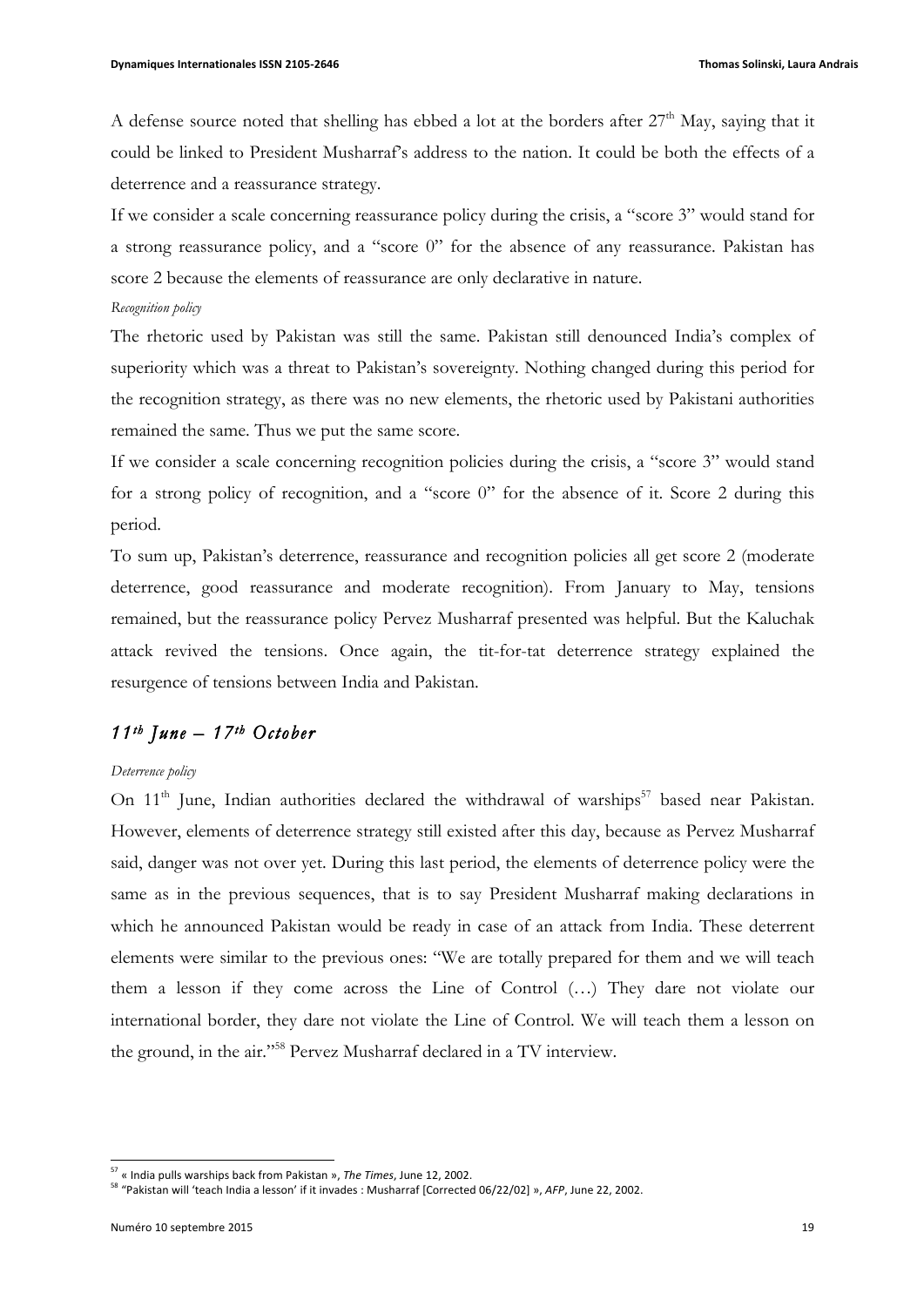A defense source noted that shelling has ebbed a lot at the borders after 27th May, saying that it could be linked to President Musharraf's address to the nation. It could be both the effects of a deterrence and a reassurance strategy.

If we consider a scale concerning reassurance policy during the crisis, a "score 3" would stand for a strong reassurance policy, and a "score 0" for the absence of any reassurance. Pakistan has score 2 because the elements of reassurance are only declarative in nature.

*Recognition policy*

The rhetoric used by Pakistan was still the same. Pakistan still denounced India's complex of superiority which was a threat to Pakistan's sovereignty. Nothing changed during this period for the recognition strategy, as there was no new elements, the rhetoric used by Pakistani authorities remained the same. Thus we put the same score.

If we consider a scale concerning recognition policies during the crisis, a "score 3" would stand for a strong policy of recognition, and a "score 0" for the absence of it. Score 2 during this period.

To sum up, Pakistan's deterrence, reassurance and recognition policies all get score 2 (moderate deterrence, good reassurance and moderate recognition). From January to May, tensions remained, but the reassurance policy Pervez Musharraf presented was helpful. But the Kaluchak attack revived the tensions. Once again, the tit-for-tat deterrence strategy explained the resurgence of tensions between India and Pakistan.

## *11th June – 17th October*

*Deterrence policy*

On 11th June, Indian authorities declared the withdrawal of warships[57] based near Pakistan. However, elements of deterrence strategy still existed after this day, because as Pervez Musharraf said, danger was not over yet. During this last period, the elements of deterrence policy were the same as in the previous sequences, that is to say President Musharraf making declarations in which he announced Pakistan would be ready in case of an attack from India. These deterrent elements were similar to the previous ones: "We are totally prepared for them and we will teach them a lesson if they come across the Line of Control (…) They dare not violate our international border, they dare not violate the Line of Control. We will teach them a lesson on the ground, in the air."[58] Pervez Musharraf declared in a TV interview.

---

[57] « India pulls warships back from Pakistan », *The Times*, June 12, 2002.

[58] "Pakistan will 'teach India a lesson' if it invades : Musharraf [Corrected 06/22/02] », *AFP*, June 22, 2002.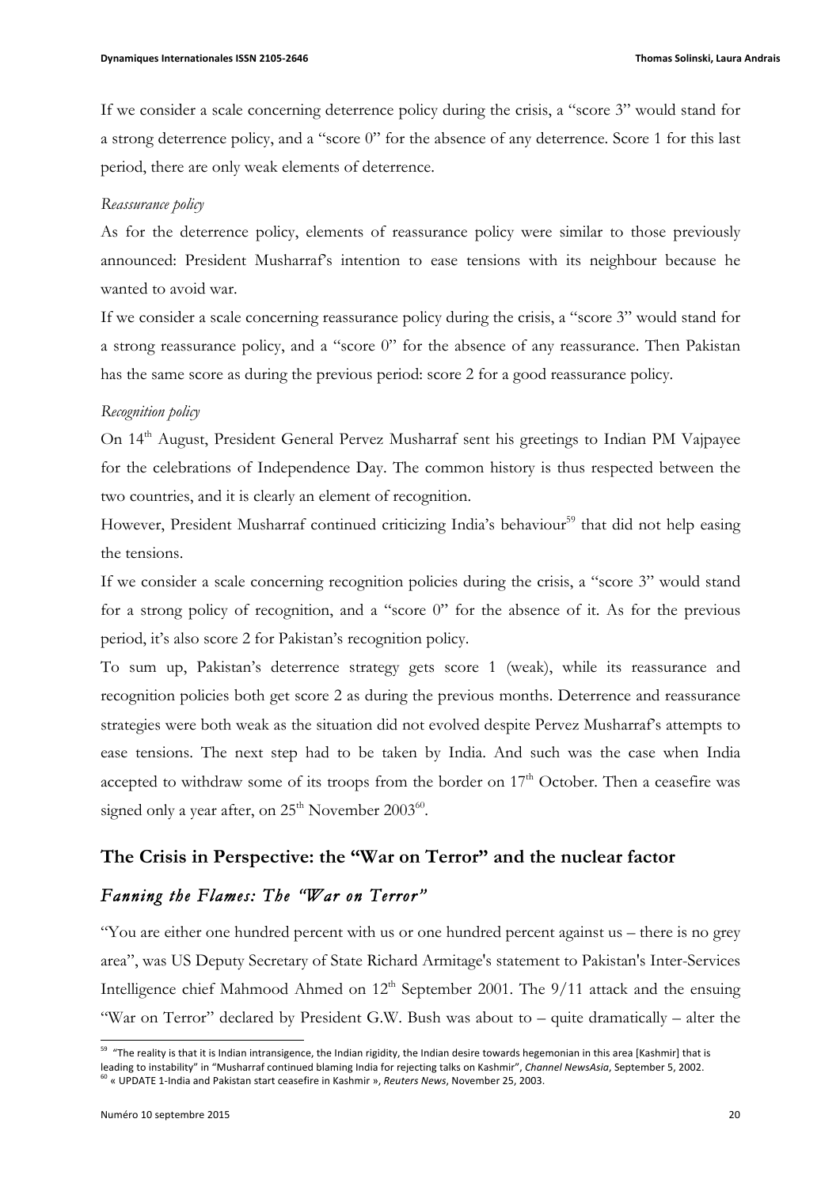If we consider a scale concerning deterrence policy during the crisis, a "score 3" would stand for a strong deterrence policy, and a "score 0" for the absence of any deterrence. Score 1 for this last period, there are only weak elements of deterrence.

*Reassurance policy*

As for the deterrence policy, elements of reassurance policy were similar to those previously announced: President Musharraf's intention to ease tensions with its neighbour because he wanted to avoid war.

If we consider a scale concerning reassurance policy during the crisis, a "score 3" would stand for a strong reassurance policy, and a "score 0" for the absence of any reassurance. Then Pakistan has the same score as during the previous period: score 2 for a good reassurance policy.

*Recognition policy*

On 14th August, President General Pervez Musharraf sent his greetings to Indian PM Vajpayee for the celebrations of Independence Day. The common history is thus respected between the two countries, and it is clearly an element of recognition.

However, President Musharraf continued criticizing India's behaviour[59] that did not help easing the tensions.

If we consider a scale concerning recognition policies during the crisis, a "score 3" would stand for a strong policy of recognition, and a "score 0" for the absence of it. As for the previous period, it's also score 2 for Pakistan's recognition policy.

To sum up, Pakistan's deterrence strategy gets score 1 (weak), while its reassurance and recognition policies both get score 2 as during the previous months. Deterrence and reassurance strategies were both weak as the situation did not evolved despite Pervez Musharraf's attempts to ease tensions. The next step had to be taken by India. And such was the case when India accepted to withdraw some of its troops from the border on 17th October. Then a ceasefire was signed only a year after, on 25th November 2003[60].

## The Crisis in Perspective: the "War on Terror" and the nuclear factor

### *Fanning the Flames: The "War on Terror"*

"You are either one hundred percent with us or one hundred percent against us – there is no grey area", was US Deputy Secretary of State Richard Armitage's statement to Pakistan's Inter-Services Intelligence chief Mahmood Ahmed on 12th September 2001. The 9/11 attack and the ensuing "War on Terror" declared by President G.W. Bush was about to – quite dramatically – alter the

---

[59] "The reality is that it is Indian intransigence, the Indian rigidity, the Indian desire towards hegemonian in this area [Kashmir] that is leading to instability" in "Musharraf continued blaming India for rejecting talks on Kashmir", *Channel NewsAsia*, September 5, 2002.

[60] « UPDATE 1-India and Pakistan start ceasefire in Kashmir », *Reuters News*, November 25, 2003.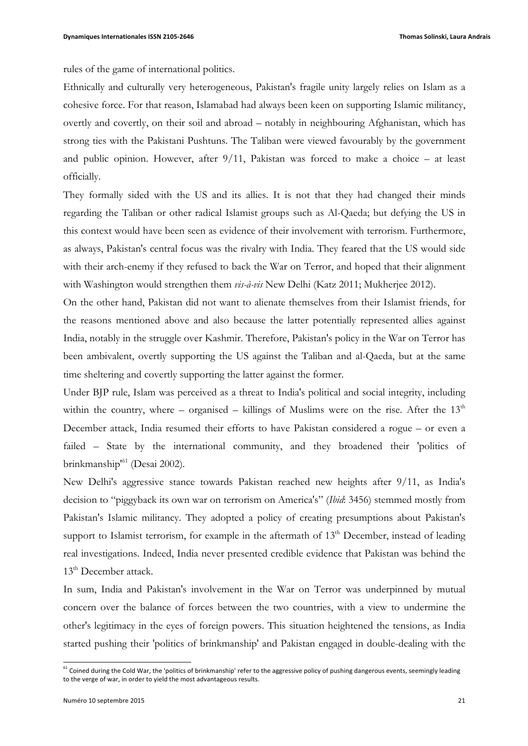rules of the game of international politics.

Ethnically and culturally very heterogeneous, Pakistan's fragile unity largely relies on Islam as a cohesive force. For that reason, Islamabad had always been keen on supporting Islamic militancy, overtly and covertly, on their soil and abroad – notably in neighbouring Afghanistan, which has strong ties with the Pakistani Pushtuns. The Taliban were viewed favourably by the government and public opinion. However, after 9/11, Pakistan was forced to make a choice – at least officially.

They formally sided with the US and its allies. It is not that they had changed their minds regarding the Taliban or other radical Islamist groups such as Al-Qaeda; but defying the US in this context would have been seen as evidence of their involvement with terrorism. Furthermore, as always, Pakistan's central focus was the rivalry with India. They feared that the US would side with their arch-enemy if they refused to back the War on Terror, and hoped that their alignment with Washington would strengthen them *vis-à-vis* New Delhi (Katz 2011; Mukherjee 2012).

On the other hand, Pakistan did not want to alienate themselves from their Islamist friends, for the reasons mentioned above and also because the latter potentially represented allies against India, notably in the struggle over Kashmir. Therefore, Pakistan's policy in the War on Terror has been ambivalent, overtly supporting the US against the Taliban and al-Qaeda, but at the same time sheltering and covertly supporting the latter against the former.

Under BJP rule, Islam was perceived as a threat to India's political and social integrity, including within the country, where – organised – killings of Muslims were on the rise. After the 13th December attack, India resumed their efforts to have Pakistan considered a rogue – or even a failed – State by the international community, and they broadened their 'politics of brinkmanship'[61] (Desai 2002).

New Delhi's aggressive stance towards Pakistan reached new heights after 9/11, as India's decision to "piggyback its own war on terrorism on America's" (*Ibid*: 3456) stemmed mostly from Pakistan's Islamic militancy. They adopted a policy of creating presumptions about Pakistan's support to Islamist terrorism, for example in the aftermath of 13th December, instead of leading real investigations. Indeed, India never presented credible evidence that Pakistan was behind the 13th December attack.

In sum, India and Pakistan's involvement in the War on Terror was underpinned by mutual concern over the balance of forces between the two countries, with a view to undermine the other's legitimacy in the eyes of foreign powers. This situation heightened the tensions, as India started pushing their 'politics of brinkmanship' and Pakistan engaged in double-dealing with the

[61] Coined during the Cold War, the 'politics of brinkmanship' refer to the aggressive policy of pushing dangerous events, seemingly leading to the verge of war, in order to yield the most advantageous results.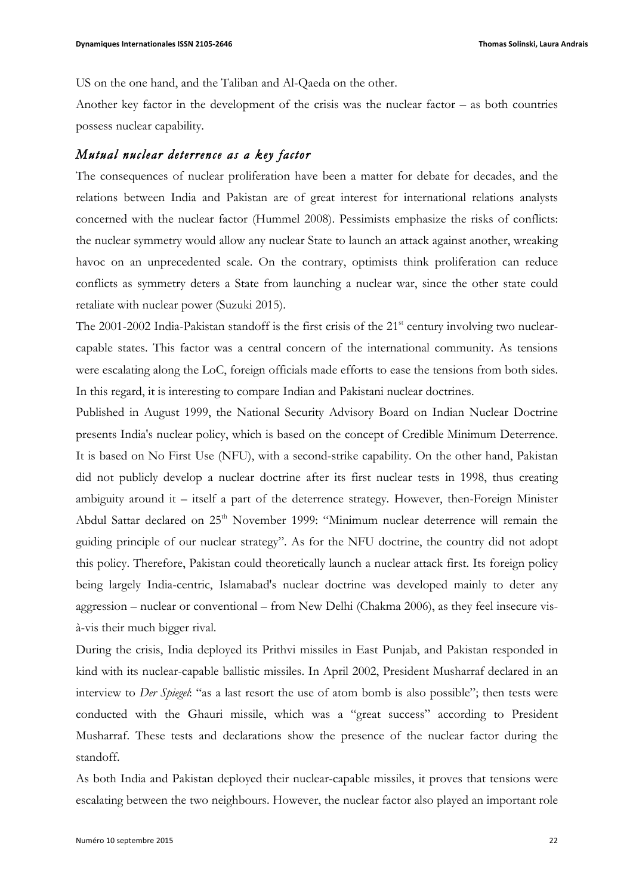US on the one hand, and the Taliban and Al-Qaeda on the other.

Another key factor in the development of the crisis was the nuclear factor – as both countries possess nuclear capability.

### *Mutual nuclear deterrence as a key factor*

The consequences of nuclear proliferation have been a matter for debate for decades, and the relations between India and Pakistan are of great interest for international relations analysts concerned with the nuclear factor (Hummel 2008). Pessimists emphasize the risks of conflicts: the nuclear symmetry would allow any nuclear State to launch an attack against another, wreaking havoc on an unprecedented scale. On the contrary, optimists think proliferation can reduce conflicts as symmetry deters a State from launching a nuclear war, since the other state could retaliate with nuclear power (Suzuki 2015).

The 2001-2002 India-Pakistan standoff is the first crisis of the 21st century involving two nuclear-capable states. This factor was a central concern of the international community. As tensions were escalating along the LoC, foreign officials made efforts to ease the tensions from both sides. In this regard, it is interesting to compare Indian and Pakistani nuclear doctrines.

Published in August 1999, the National Security Advisory Board on Indian Nuclear Doctrine presents India's nuclear policy, which is based on the concept of Credible Minimum Deterrence. It is based on No First Use (NFU), with a second-strike capability. On the other hand, Pakistan did not publicly develop a nuclear doctrine after its first nuclear tests in 1998, thus creating ambiguity around it – itself a part of the deterrence strategy. However, then-Foreign Minister Abdul Sattar declared on 25th November 1999: "Minimum nuclear deterrence will remain the guiding principle of our nuclear strategy". As for the NFU doctrine, the country did not adopt this policy. Therefore, Pakistan could theoretically launch a nuclear attack first. Its foreign policy being largely India-centric, Islamabad's nuclear doctrine was developed mainly to deter any aggression – nuclear or conventional – from New Delhi (Chakma 2006), as they feel insecure vis-à-vis their much bigger rival.

During the crisis, India deployed its Prithvi missiles in East Punjab, and Pakistan responded in kind with its nuclear-capable ballistic missiles. In April 2002, President Musharraf declared in an interview to *Der Spiegel*: "as a last resort the use of atom bomb is also possible"; then tests were conducted with the Ghauri missile, which was a "great success" according to President Musharraf. These tests and declarations show the presence of the nuclear factor during the standoff.

As both India and Pakistan deployed their nuclear-capable missiles, it proves that tensions were escalating between the two neighbours. However, the nuclear factor also played an important role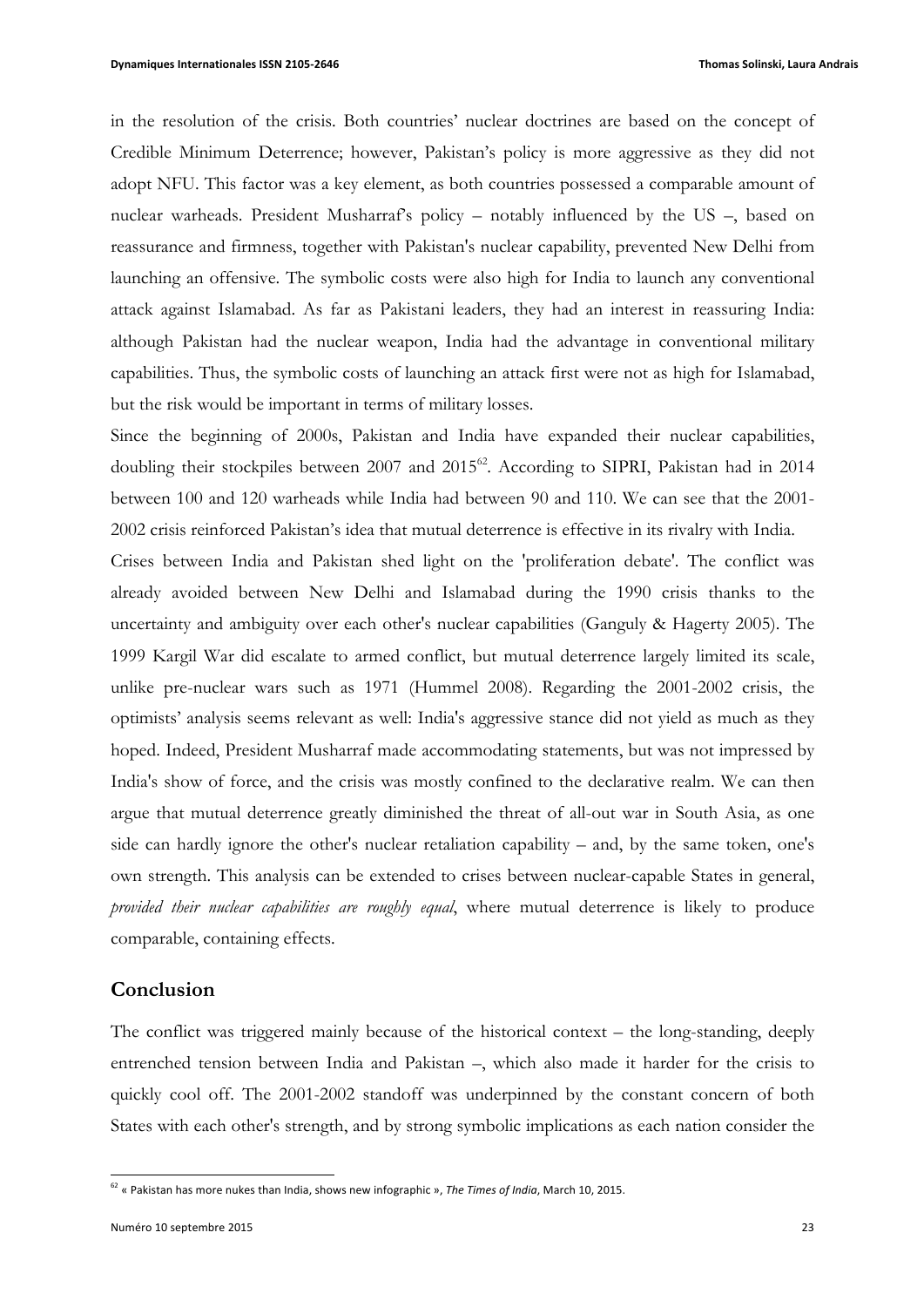in the resolution of the crisis. Both countries' nuclear doctrines are based on the concept of Credible Minimum Deterrence; however, Pakistan's policy is more aggressive as they did not adopt NFU. This factor was a key element, as both countries possessed a comparable amount of nuclear warheads. President Musharraf's policy – notably influenced by the US –, based on reassurance and firmness, together with Pakistan's nuclear capability, prevented New Delhi from launching an offensive. The symbolic costs were also high for India to launch any conventional attack against Islamabad. As far as Pakistani leaders, they had an interest in reassuring India: although Pakistan had the nuclear weapon, India had the advantage in conventional military capabilities. Thus, the symbolic costs of launching an attack first were not as high for Islamabad, but the risk would be important in terms of military losses.

Since the beginning of 2000s, Pakistan and India have expanded their nuclear capabilities, doubling their stockpiles between 2007 and 2015[62]. According to SIPRI, Pakistan had in 2014 between 100 and 120 warheads while India had between 90 and 110. We can see that the 2001-2002 crisis reinforced Pakistan's idea that mutual deterrence is effective in its rivalry with India.

Crises between India and Pakistan shed light on the 'proliferation debate'. The conflict was already avoided between New Delhi and Islamabad during the 1990 crisis thanks to the uncertainty and ambiguity over each other's nuclear capabilities (Ganguly & Hagerty 2005). The 1999 Kargil War did escalate to armed conflict, but mutual deterrence largely limited its scale, unlike pre-nuclear wars such as 1971 (Hummel 2008). Regarding the 2001-2002 crisis, the optimists' analysis seems relevant as well: India's aggressive stance did not yield as much as they hoped. Indeed, President Musharraf made accommodating statements, but was not impressed by India's show of force, and the crisis was mostly confined to the declarative realm. We can then argue that mutual deterrence greatly diminished the threat of all-out war in South Asia, as one side can hardly ignore the other's nuclear retaliation capability – and, by the same token, one's own strength. This analysis can be extended to crises between nuclear-capable States in general, *provided their nuclear capabilities are roughly equal*, where mutual deterrence is likely to produce comparable, containing effects.

## Conclusion

The conflict was triggered mainly because of the historical context – the long-standing, deeply entrenched tension between India and Pakistan –, which also made it harder for the crisis to quickly cool off. The 2001-2002 standoff was underpinned by the constant concern of both States with each other's strength, and by strong symbolic implications as each nation consider the

---

[62] « Pakistan has more nukes than India, shows new infographic », *The Times of India*, March 10, 2015.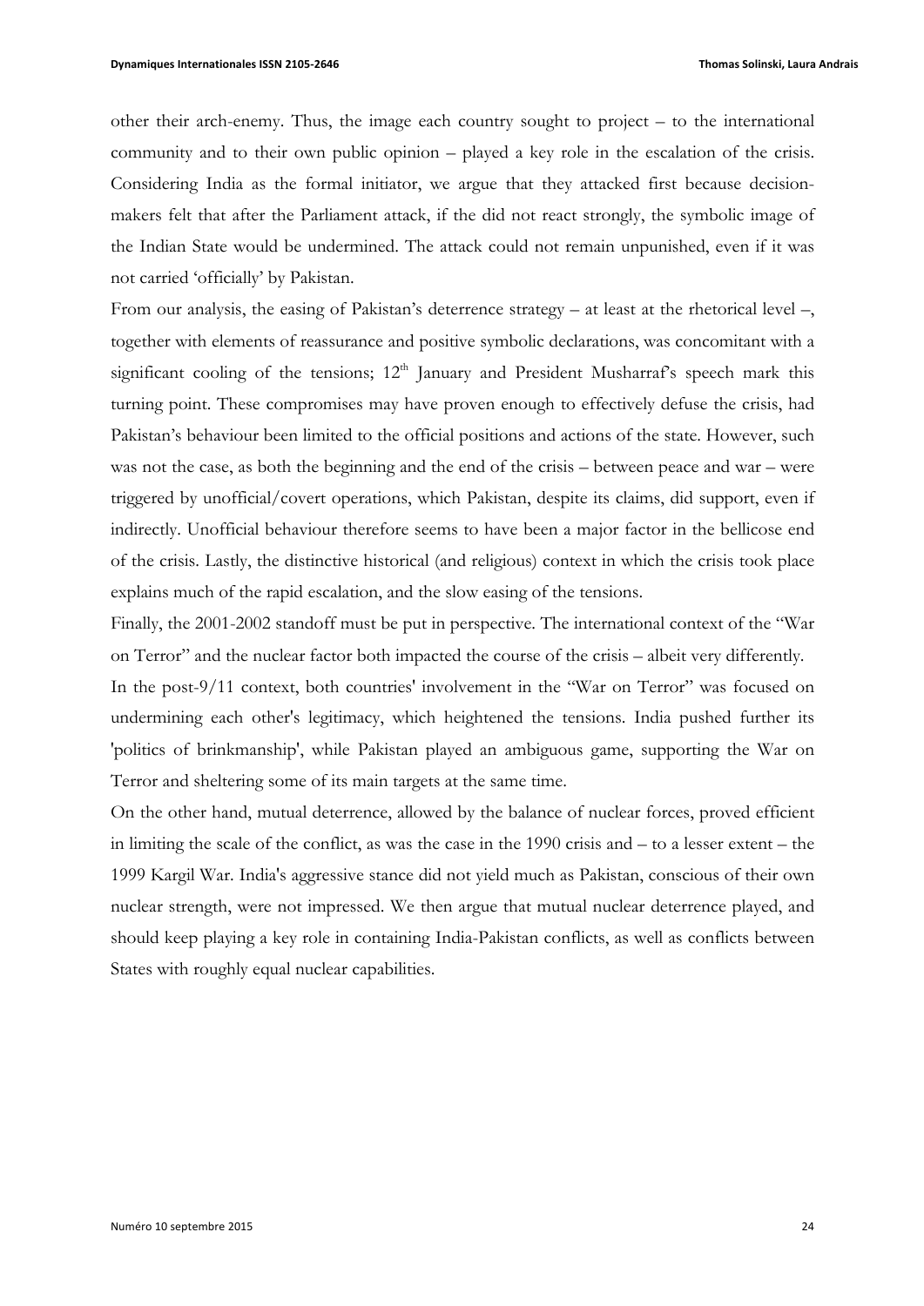other their arch-enemy. Thus, the image each country sought to project – to the international community and to their own public opinion – played a key role in the escalation of the crisis. Considering India as the formal initiator, we argue that they attacked first because decision-makers felt that after the Parliament attack, if the did not react strongly, the symbolic image of the Indian State would be undermined. The attack could not remain unpunished, even if it was not carried 'officially' by Pakistan.

From our analysis, the easing of Pakistan's deterrence strategy – at least at the rhetorical level –, together with elements of reassurance and positive symbolic declarations, was concomitant with a significant cooling of the tensions; 12th January and President Musharraf's speech mark this turning point. These compromises may have proven enough to effectively defuse the crisis, had Pakistan's behaviour been limited to the official positions and actions of the state. However, such was not the case, as both the beginning and the end of the crisis – between peace and war – were triggered by unofficial/covert operations, which Pakistan, despite its claims, did support, even if indirectly. Unofficial behaviour therefore seems to have been a major factor in the bellicose end of the crisis. Lastly, the distinctive historical (and religious) context in which the crisis took place explains much of the rapid escalation, and the slow easing of the tensions.

Finally, the 2001-2002 standoff must be put in perspective. The international context of the "War on Terror" and the nuclear factor both impacted the course of the crisis – albeit very differently.

In the post-9/11 context, both countries' involvement in the "War on Terror" was focused on undermining each other's legitimacy, which heightened the tensions. India pushed further its 'politics of brinkmanship', while Pakistan played an ambiguous game, supporting the War on Terror and sheltering some of its main targets at the same time.

On the other hand, mutual deterrence, allowed by the balance of nuclear forces, proved efficient in limiting the scale of the conflict, as was the case in the 1990 crisis and – to a lesser extent – the 1999 Kargil War. India's aggressive stance did not yield much as Pakistan, conscious of their own nuclear strength, were not impressed. We then argue that mutual nuclear deterrence played, and should keep playing a key role in containing India-Pakistan conflicts, as well as conflicts between States with roughly equal nuclear capabilities.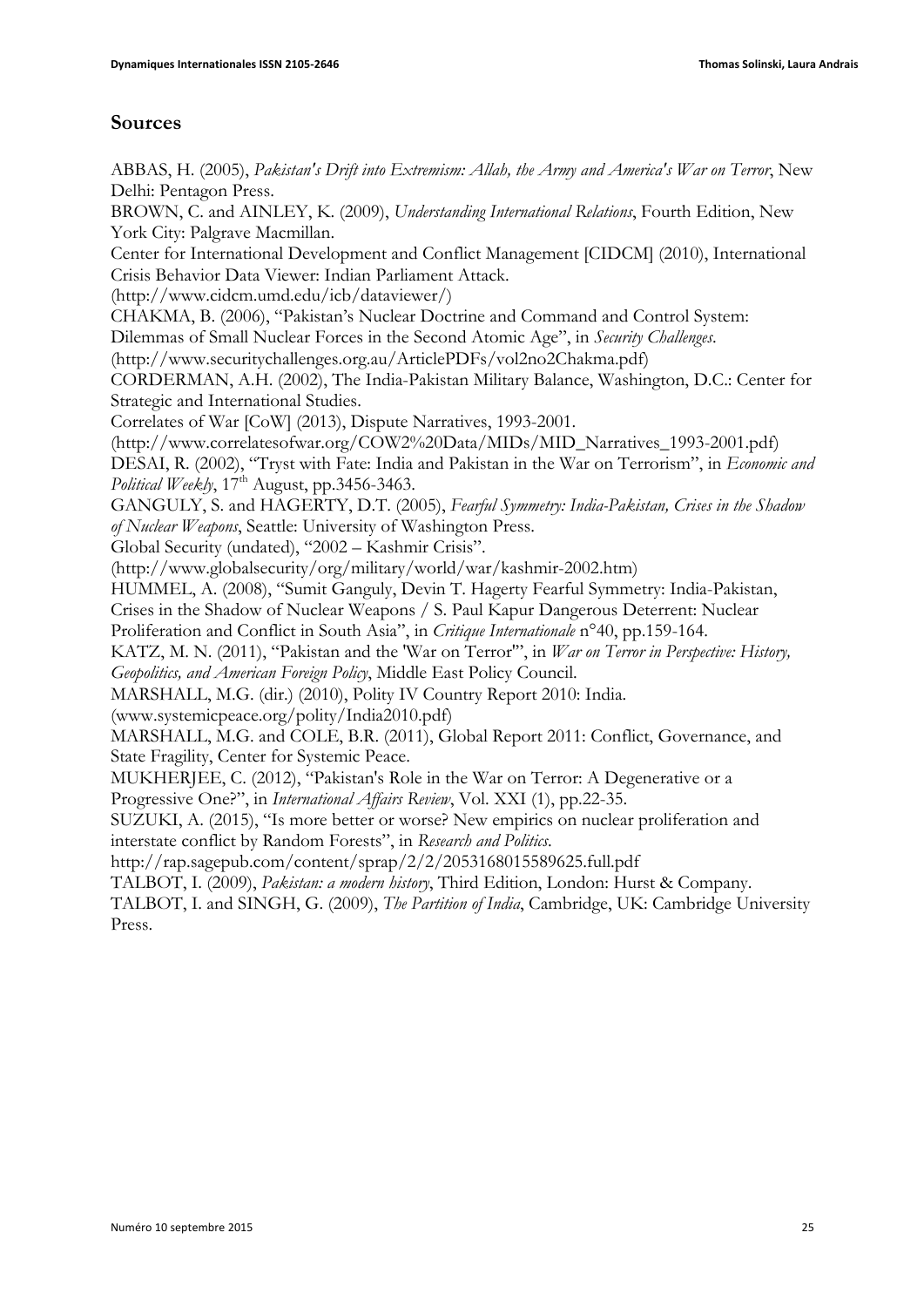## Sources

ABBAS, H. (2005), *Pakistan's Drift into Extremism: Allah, the Army and America's War on Terror*, New Delhi: Pentagon Press.

BROWN, C. and AINLEY, K. (2009), *Understanding International Relations*, Fourth Edition, New York City: Palgrave Macmillan.

Center for International Development and Conflict Management [CIDCM] (2010), International Crisis Behavior Data Viewer: Indian Parliament Attack. (http://www.cidcm.umd.edu/icb/dataviewer/)

CHAKMA, B. (2006), "Pakistan's Nuclear Doctrine and Command and Control System: Dilemmas of Small Nuclear Forces in the Second Atomic Age", in *Security Challenges*. (http://www.securitychallenges.org.au/ArticlePDFs/vol2no2Chakma.pdf)

CORDERMAN, A.H. (2002), The India-Pakistan Military Balance, Washington, D.C.: Center for Strategic and International Studies.

Correlates of War [CoW] (2013), Dispute Narratives, 1993-2001. (http://www.correlatesofwar.org/COW2%20Data/MIDs/MID_Narratives_1993-2001.pdf)

DESAI, R. (2002), "Tryst with Fate: India and Pakistan in the War on Terrorism", in *Economic and Political Weekly*, 17th August, pp.3456-3463.

GANGULY, S. and HAGERTY, D.T. (2005), *Fearful Symmetry: India-Pakistan, Crises in the Shadow of Nuclear Weapons*, Seattle: University of Washington Press.

Global Security (undated), "2002 – Kashmir Crisis". (http://www.globalsecurity/org/military/world/war/kashmir-2002.htm)

HUMMEL, A. (2008), "Sumit Ganguly, Devin T. Hagerty Fearful Symmetry: India-Pakistan, Crises in the Shadow of Nuclear Weapons / S. Paul Kapur Dangerous Deterrent: Nuclear Proliferation and Conflict in South Asia", in *Critique Internationale* n°40, pp.159-164.

KATZ, M. N. (2011), "Pakistan and the 'War on Terror'", in *War on Terror in Perspective: History, Geopolitics, and American Foreign Policy*, Middle East Policy Council.

MARSHALL, M.G. (dir.) (2010), Polity IV Country Report 2010: India. (www.systemicpeace.org/polity/India2010.pdf)

MARSHALL, M.G. and COLE, B.R. (2011), Global Report 2011: Conflict, Governance, and State Fragility, Center for Systemic Peace.

MUKHERJEE, C. (2012), "Pakistan's Role in the War on Terror: A Degenerative or a Progressive One?", in *International Affairs Review*, Vol. XXI (1), pp.22-35.

SUZUKI, A. (2015), "Is more better or worse? New empirics on nuclear proliferation and interstate conflict by Random Forests", in *Research and Politics*. http://rap.sagepub.com/content/sprap/2/2/2053168015589625.full.pdf

TALBOT, I. (2009), *Pakistan: a modern history*, Third Edition, London: Hurst & Company.

TALBOT, I. and SINGH, G. (2009), *The Partition of India*, Cambridge, UK: Cambridge University Press.